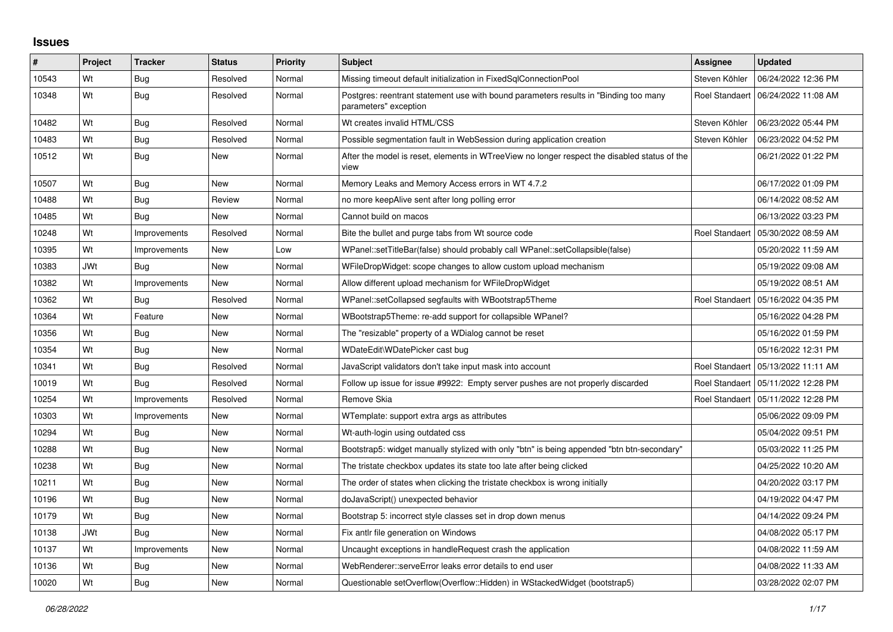## Issues

| # | Project | Tracker | Status | Priority | Subject | Assignee | Updated |
|---|---|---|---|---|---|---|---|
| 10543 | Wt | Bug | Resolved | Normal | Missing timeout default initialization in FixedSqlConnectionPool | Steven Köhler | 06/24/2022 12:36 PM |
| 10348 | Wt | Bug | Resolved | Normal | Postgres: reentrant statement use with bound parameters results in "Binding too many parameters" exception | Roel Standaert | 06/24/2022 11:08 AM |
| 10482 | Wt | Bug | Resolved | Normal | Wt creates invalid HTML/CSS | Steven Köhler | 06/23/2022 05:44 PM |
| 10483 | Wt | Bug | Resolved | Normal | Possible segmentation fault in WebSession during application creation | Steven Köhler | 06/23/2022 04:52 PM |
| 10512 | Wt | Bug | New | Normal | After the model is reset, elements in WTreeView no longer respect the disabled status of the view | | 06/21/2022 01:22 PM |
| 10507 | Wt | Bug | New | Normal | Memory Leaks and Memory Access errors in WT 4.7.2 | | 06/17/2022 01:09 PM |
| 10488 | Wt | Bug | Review | Normal | no more keepAlive sent after long polling error | | 06/14/2022 08:52 AM |
| 10485 | Wt | Bug | New | Normal | Cannot build on macos | | 06/13/2022 03:23 PM |
| 10248 | Wt | Improvements | Resolved | Normal | Bite the bullet and purge tabs from Wt source code | Roel Standaert | 05/30/2022 08:59 AM |
| 10395 | Wt | Improvements | New | Low | WPanel::setTitleBar(false) should probably call WPanel::setCollapsible(false) | | 05/20/2022 11:59 AM |
| 10383 | JWt | Bug | New | Normal | WFileDropWidget: scope changes to allow custom upload mechanism | | 05/19/2022 09:08 AM |
| 10382 | Wt | Improvements | New | Normal | Allow different upload mechanism for WFileDropWidget | | 05/19/2022 08:51 AM |
| 10362 | Wt | Bug | Resolved | Normal | WPanel::setCollapsed segfaults with WBootstrap5Theme | Roel Standaert | 05/16/2022 04:35 PM |
| 10364 | Wt | Feature | New | Normal | WBootstrap5Theme: re-add support for collapsible WPanel? | | 05/16/2022 04:28 PM |
| 10356 | Wt | Bug | New | Normal | The "resizable" property of a WDialog cannot be reset | | 05/16/2022 01:59 PM |
| 10354 | Wt | Bug | New | Normal | WDateEdit\WDatePicker cast bug | | 05/16/2022 12:31 PM |
| 10341 | Wt | Bug | Resolved | Normal | JavaScript validators don't take input mask into account | Roel Standaert | 05/13/2022 11:11 AM |
| 10019 | Wt | Bug | Resolved | Normal | Follow up issue for issue #9922: Empty server pushes are not properly discarded | Roel Standaert | 05/11/2022 12:28 PM |
| 10254 | Wt | Improvements | Resolved | Normal | Remove Skia | Roel Standaert | 05/11/2022 12:28 PM |
| 10303 | Wt | Improvements | New | Normal | WTemplate: support extra args as attributes | | 05/06/2022 09:09 PM |
| 10294 | Wt | Bug | New | Normal | Wt-auth-login using outdated css | | 05/04/2022 09:51 PM |
| 10288 | Wt | Bug | New | Normal | Bootstrap5: widget manually stylized with only "btn" is being appended "btn btn-secondary" | | 05/03/2022 11:25 PM |
| 10238 | Wt | Bug | New | Normal | The tristate checkbox updates its state too late after being clicked | | 04/25/2022 10:20 AM |
| 10211 | Wt | Bug | New | Normal | The order of states when clicking the tristate checkbox is wrong initially | | 04/20/2022 03:17 PM |
| 10196 | Wt | Bug | New | Normal | doJavaScript() unexpected behavior | | 04/19/2022 04:47 PM |
| 10179 | Wt | Bug | New | Normal | Bootstrap 5: incorrect style classes set in drop down menus | | 04/14/2022 09:24 PM |
| 10138 | JWt | Bug | New | Normal | Fix antlr file generation on Windows | | 04/08/2022 05:17 PM |
| 10137 | Wt | Improvements | New | Normal | Uncaught exceptions in handleRequest crash the application | | 04/08/2022 11:59 AM |
| 10136 | Wt | Bug | New | Normal | WebRenderer::serveError leaks error details to end user | | 04/08/2022 11:33 AM |
| 10020 | Wt | Bug | New | Normal | Questionable setOverflow(Overflow::Hidden) in WStackedWidget (bootstrap5) | | 03/28/2022 02:07 PM |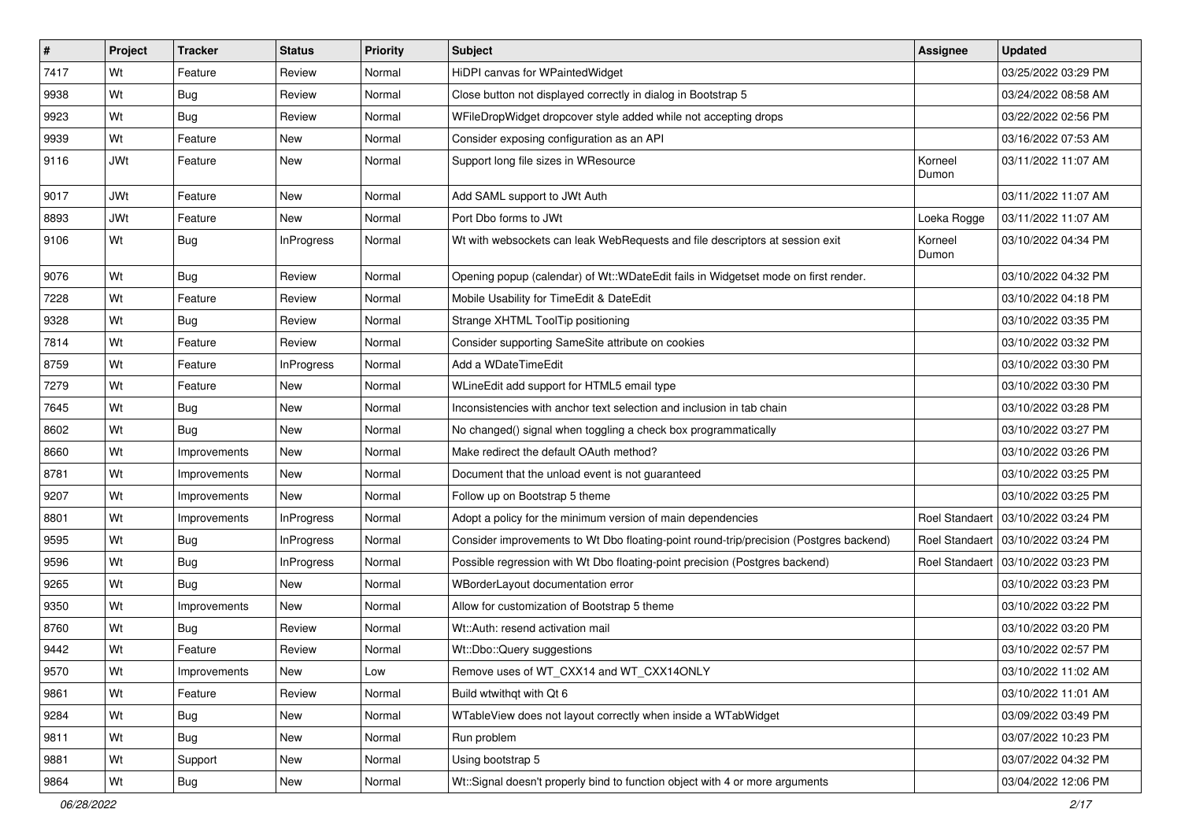| # | Project | Tracker | Status | Priority | Subject | Assignee | Updated |
|---|---|---|---|---|---|---|---|
| 7417 | Wt | Feature | Review | Normal | HiDPI canvas for WPaintedWidget | | 03/25/2022 03:29 PM |
| 9938 | Wt | Bug | Review | Normal | Close button not displayed correctly in dialog in Bootstrap 5 | | 03/24/2022 08:58 AM |
| 9923 | Wt | Bug | Review | Normal | WFileDropWidget dropcover style added while not accepting drops | | 03/22/2022 02:56 PM |
| 9939 | Wt | Feature | New | Normal | Consider exposing configuration as an API | | 03/16/2022 07:53 AM |
| 9116 | JWt | Feature | New | Normal | Support long file sizes in WResource | Korneel Dumon | 03/11/2022 11:07 AM |
| 9017 | JWt | Feature | New | Normal | Add SAML support to JWt Auth | | 03/11/2022 11:07 AM |
| 8893 | JWt | Feature | New | Normal | Port Dbo forms to JWt | Loeka Rogge | 03/11/2022 11:07 AM |
| 9106 | Wt | Bug | InProgress | Normal | Wt with websockets can leak WebRequests and file descriptors at session exit | Korneel Dumon | 03/10/2022 04:34 PM |
| 9076 | Wt | Bug | Review | Normal | Opening popup (calendar) of Wt::WDateEdit fails in Widgetset mode on first render. | | 03/10/2022 04:32 PM |
| 7228 | Wt | Feature | Review | Normal | Mobile Usability for TimeEdit & DateEdit | | 03/10/2022 04:18 PM |
| 9328 | Wt | Bug | Review | Normal | Strange XHTML ToolTip positioning | | 03/10/2022 03:35 PM |
| 7814 | Wt | Feature | Review | Normal | Consider supporting SameSite attribute on cookies | | 03/10/2022 03:32 PM |
| 8759 | Wt | Feature | InProgress | Normal | Add a WDateTimeEdit | | 03/10/2022 03:30 PM |
| 7279 | Wt | Feature | New | Normal | WLineEdit add support for HTML5 email type | | 03/10/2022 03:30 PM |
| 7645 | Wt | Bug | New | Normal | Inconsistencies with anchor text selection and inclusion in tab chain | | 03/10/2022 03:28 PM |
| 8602 | Wt | Bug | New | Normal | No changed() signal when toggling a check box programmatically | | 03/10/2022 03:27 PM |
| 8660 | Wt | Improvements | New | Normal | Make redirect the default OAuth method? | | 03/10/2022 03:26 PM |
| 8781 | Wt | Improvements | New | Normal | Document that the unload event is not guaranteed | | 03/10/2022 03:25 PM |
| 9207 | Wt | Improvements | New | Normal | Follow up on Bootstrap 5 theme | | 03/10/2022 03:25 PM |
| 8801 | Wt | Improvements | InProgress | Normal | Adopt a policy for the minimum version of main dependencies | Roel Standaert | 03/10/2022 03:24 PM |
| 9595 | Wt | Bug | InProgress | Normal | Consider improvements to Wt Dbo floating-point round-trip/precision (Postgres backend) | Roel Standaert | 03/10/2022 03:24 PM |
| 9596 | Wt | Bug | InProgress | Normal | Possible regression with Wt Dbo floating-point precision (Postgres backend) | Roel Standaert | 03/10/2022 03:23 PM |
| 9265 | Wt | Bug | New | Normal | WBorderLayout documentation error | | 03/10/2022 03:23 PM |
| 9350 | Wt | Improvements | New | Normal | Allow for customization of Bootstrap 5 theme | | 03/10/2022 03:22 PM |
| 8760 | Wt | Bug | Review | Normal | Wt::Auth: resend activation mail | | 03/10/2022 03:20 PM |
| 9442 | Wt | Feature | Review | Normal | Wt::Dbo::Query suggestions | | 03/10/2022 02:57 PM |
| 9570 | Wt | Improvements | New | Low | Remove uses of WT_CXX14 and WT_CXX14ONLY | | 03/10/2022 11:02 AM |
| 9861 | Wt | Feature | Review | Normal | Build wtwithqt with Qt 6 | | 03/10/2022 11:01 AM |
| 9284 | Wt | Bug | New | Normal | WTableView does not layout correctly when inside a WTabWidget | | 03/09/2022 03:49 PM |
| 9811 | Wt | Bug | New | Normal | Run problem | | 03/07/2022 10:23 PM |
| 9881 | Wt | Support | New | Normal | Using bootstrap 5 | | 03/07/2022 04:32 PM |
| 9864 | Wt | Bug | New | Normal | Wt::Signal doesn't properly bind to function object with 4 or more arguments | | 03/04/2022 12:06 PM |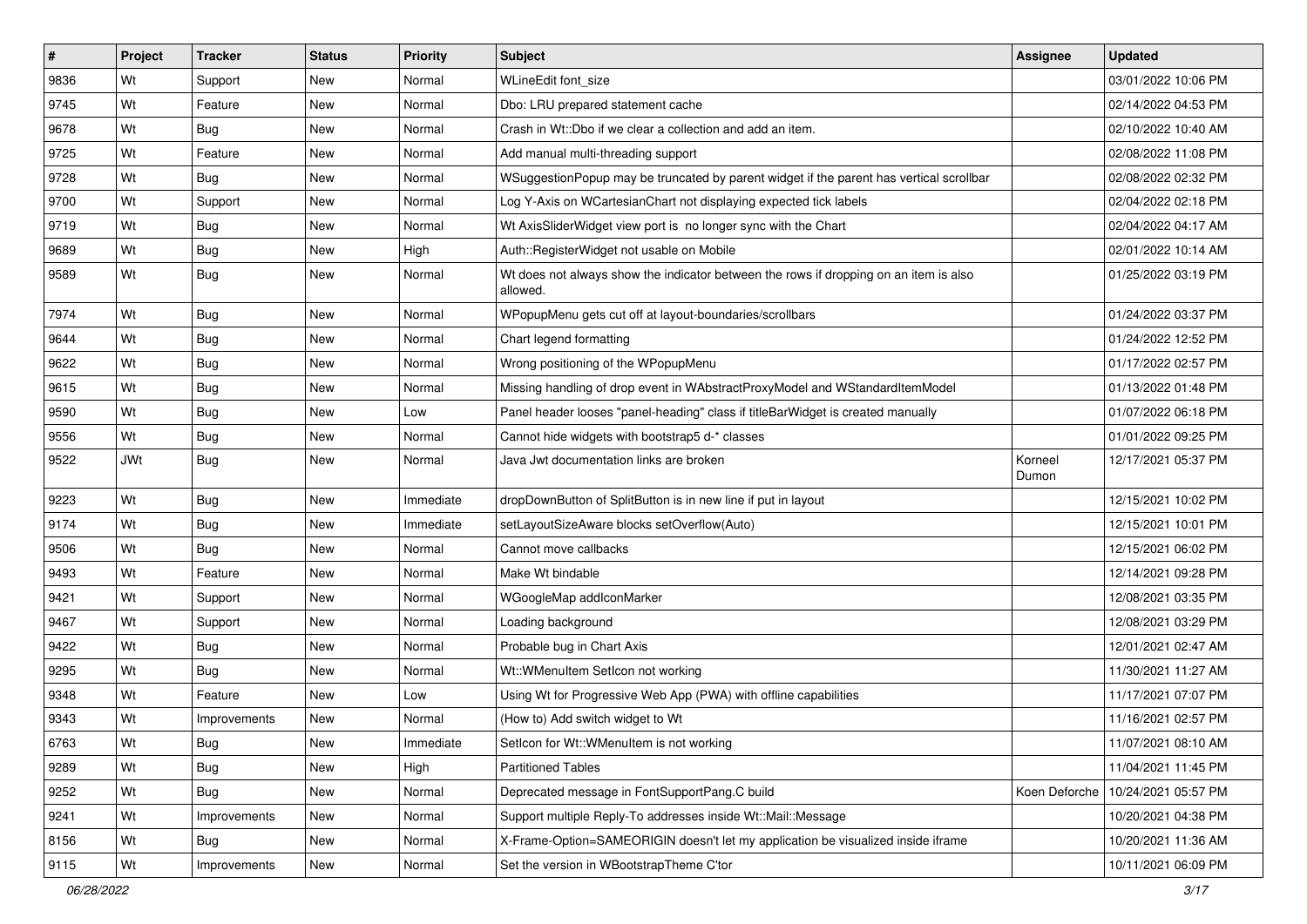| # | Project | Tracker | Status | Priority | Subject | Assignee | Updated |
|---|---|---|---|---|---|---|---|
| 9836 | Wt | Support | New | Normal | WLineEdit font_size | | 03/01/2022 10:06 PM |
| 9745 | Wt | Feature | New | Normal | Dbo: LRU prepared statement cache | | 02/14/2022 04:53 PM |
| 9678 | Wt | Bug | New | Normal | Crash in Wt::Dbo if we clear a collection and add an item. | | 02/10/2022 10:40 AM |
| 9725 | Wt | Feature | New | Normal | Add manual multi-threading support | | 02/08/2022 11:08 PM |
| 9728 | Wt | Bug | New | Normal | WSuggestionPopup may be truncated by parent widget if the parent has vertical scrollbar | | 02/08/2022 02:32 PM |
| 9700 | Wt | Support | New | Normal | Log Y-Axis on WCartesianChart not displaying expected tick labels | | 02/04/2022 02:18 PM |
| 9719 | Wt | Bug | New | Normal | Wt AxisSliderWidget view port is no longer sync with the Chart | | 02/04/2022 04:17 AM |
| 9689 | Wt | Bug | New | High | Auth::RegisterWidget not usable on Mobile | | 02/01/2022 10:14 AM |
| 9589 | Wt | Bug | New | Normal | Wt does not always show the indicator between the rows if dropping on an item is also allowed. | | 01/25/2022 03:19 PM |
| 7974 | Wt | Bug | New | Normal | WPopupMenu gets cut off at layout-boundaries/scrollbars | | 01/24/2022 03:37 PM |
| 9644 | Wt | Bug | New | Normal | Chart legend formatting | | 01/24/2022 12:52 PM |
| 9622 | Wt | Bug | New | Normal | Wrong positioning of the WPopupMenu | | 01/17/2022 02:57 PM |
| 9615 | Wt | Bug | New | Normal | Missing handling of drop event in WAbstractProxyModel and WStandardItemModel | | 01/13/2022 01:48 PM |
| 9590 | Wt | Bug | New | Low | Panel header looses "panel-heading" class if titleBarWidget is created manually | | 01/07/2022 06:18 PM |
| 9556 | Wt | Bug | New | Normal | Cannot hide widgets with bootstrap5 d-* classes | | 01/01/2022 09:25 PM |
| 9522 | JWt | Bug | New | Normal | Java Jwt documentation links are broken | Korneel Dumon | 12/17/2021 05:37 PM |
| 9223 | Wt | Bug | New | Immediate | dropDownButton of SplitButton is in new line if put in layout | | 12/15/2021 10:02 PM |
| 9174 | Wt | Bug | New | Immediate | setLayoutSizeAware blocks setOverflow(Auto) | | 12/15/2021 10:01 PM |
| 9506 | Wt | Bug | New | Normal | Cannot move callbacks | | 12/15/2021 06:02 PM |
| 9493 | Wt | Feature | New | Normal | Make Wt bindable | | 12/14/2021 09:28 PM |
| 9421 | Wt | Support | New | Normal | WGoogleMap addIconMarker | | 12/08/2021 03:35 PM |
| 9467 | Wt | Support | New | Normal | Loading background | | 12/08/2021 03:29 PM |
| 9422 | Wt | Bug | New | Normal | Probable bug in Chart Axis | | 12/01/2021 02:47 AM |
| 9295 | Wt | Bug | New | Normal | Wt::WMenuItem SetIcon not working | | 11/30/2021 11:27 AM |
| 9348 | Wt | Feature | New | Low | Using Wt for Progressive Web App (PWA) with offline capabilities | | 11/17/2021 07:07 PM |
| 9343 | Wt | Improvements | New | Normal | (How to) Add switch widget to Wt | | 11/16/2021 02:57 PM |
| 6763 | Wt | Bug | New | Immediate | SetIcon for Wt::WMenuItem is not working | | 11/07/2021 08:10 AM |
| 9289 | Wt | Bug | New | High | Partitioned Tables | | 11/04/2021 11:45 PM |
| 9252 | Wt | Bug | New | Normal | Deprecated message in FontSupportPang.C build | Koen Deforche | 10/24/2021 05:57 PM |
| 9241 | Wt | Improvements | New | Normal | Support multiple Reply-To addresses inside Wt::Mail::Message | | 10/20/2021 04:38 PM |
| 8156 | Wt | Bug | New | Normal | X-Frame-Option=SAMEORIGIN doesn't let my application be visualized inside iframe | | 10/20/2021 11:36 AM |
| 9115 | Wt | Improvements | New | Normal | Set the version in WBootstrapTheme C'tor | | 10/11/2021 06:09 PM |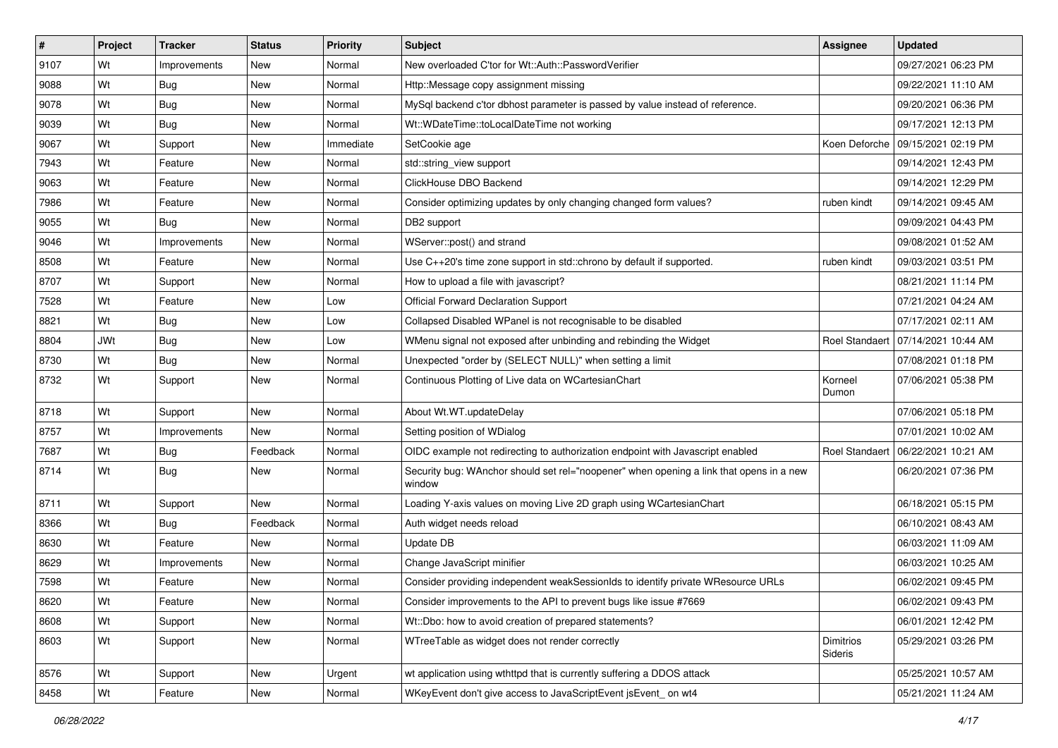| # | Project | Tracker | Status | Priority | Subject | Assignee | Updated |
|---|---|---|---|---|---|---|---|
| 9107 | Wt | Improvements | New | Normal | New overloaded C'tor for Wt::Auth::PasswordVerifier | | 09/27/2021 06:23 PM |
| 9088 | Wt | Bug | New | Normal | Http::Message copy assignment missing | | 09/22/2021 11:10 AM |
| 9078 | Wt | Bug | New | Normal | MySql backend c'tor dbhost parameter is passed by value instead of reference. | | 09/20/2021 06:36 PM |
| 9039 | Wt | Bug | New | Normal | Wt::WDateTime::toLocalDateTime not working | | 09/17/2021 12:13 PM |
| 9067 | Wt | Support | New | Immediate | SetCookie age | Koen Deforche | 09/15/2021 02:19 PM |
| 7943 | Wt | Feature | New | Normal | std::string_view support | | 09/14/2021 12:43 PM |
| 9063 | Wt | Feature | New | Normal | ClickHouse DBO Backend | | 09/14/2021 12:29 PM |
| 7986 | Wt | Feature | New | Normal | Consider optimizing updates by only changing changed form values? | ruben kindt | 09/14/2021 09:45 AM |
| 9055 | Wt | Bug | New | Normal | DB2 support | | 09/09/2021 04:43 PM |
| 9046 | Wt | Improvements | New | Normal | WServer::post() and strand | | 09/08/2021 01:52 AM |
| 8508 | Wt | Feature | New | Normal | Use C++20's time zone support in std::chrono by default if supported. | ruben kindt | 09/03/2021 03:51 PM |
| 8707 | Wt | Support | New | Normal | How to upload a file with javascript? | | 08/21/2021 11:14 PM |
| 7528 | Wt | Feature | New | Low | Official Forward Declaration Support | | 07/21/2021 04:24 AM |
| 8821 | Wt | Bug | New | Low | Collapsed Disabled WPanel is not recognisable to be disabled | | 07/17/2021 02:11 AM |
| 8804 | JWt | Bug | New | Low | WMenu signal not exposed after unbinding and rebinding the Widget | Roel Standaert | 07/14/2021 10:44 AM |
| 8730 | Wt | Bug | New | Normal | Unexpected "order by (SELECT NULL)" when setting a limit | | 07/08/2021 01:18 PM |
| 8732 | Wt | Support | New | Normal | Continuous Plotting of Live data on WCartesianChart | Korneel Dumon | 07/06/2021 05:38 PM |
| 8718 | Wt | Support | New | Normal | About Wt.WT.updateDelay | | 07/06/2021 05:18 PM |
| 8757 | Wt | Improvements | New | Normal | Setting position of WDialog | | 07/01/2021 10:02 AM |
| 7687 | Wt | Bug | Feedback | Normal | OIDC example not redirecting to authorization endpoint with Javascript enabled | Roel Standaert | 06/22/2021 10:21 AM |
| 8714 | Wt | Bug | New | Normal | Security bug: WAnchor should set rel="noopener" when opening a link that opens in a new window | | 06/20/2021 07:36 PM |
| 8711 | Wt | Support | New | Normal | Loading Y-axis values on moving Live 2D graph using WCartesianChart | | 06/18/2021 05:15 PM |
| 8366 | Wt | Bug | Feedback | Normal | Auth widget needs reload | | 06/10/2021 08:43 AM |
| 8630 | Wt | Feature | New | Normal | Update DB | | 06/03/2021 11:09 AM |
| 8629 | Wt | Improvements | New | Normal | Change JavaScript minifier | | 06/03/2021 10:25 AM |
| 7598 | Wt | Feature | New | Normal | Consider providing independent weakSessionIds to identify private WResource URLs | | 06/02/2021 09:45 PM |
| 8620 | Wt | Feature | New | Normal | Consider improvements to the API to prevent bugs like issue #7669 | | 06/02/2021 09:43 PM |
| 8608 | Wt | Support | New | Normal | Wt::Dbo: how to avoid creation of prepared statements? | | 06/01/2021 12:42 PM |
| 8603 | Wt | Support | New | Normal | WTreeTable as widget does not render correctly | Dimitrios Sideris | 05/29/2021 03:26 PM |
| 8576 | Wt | Support | New | Urgent | wt application using wthttpd that is currently suffering a DDOS attack | | 05/25/2021 10:57 AM |
| 8458 | Wt | Feature | New | Normal | WKeyEvent don't give access to JavaScriptEvent jsEvent_ on wt4 | | 05/21/2021 11:24 AM |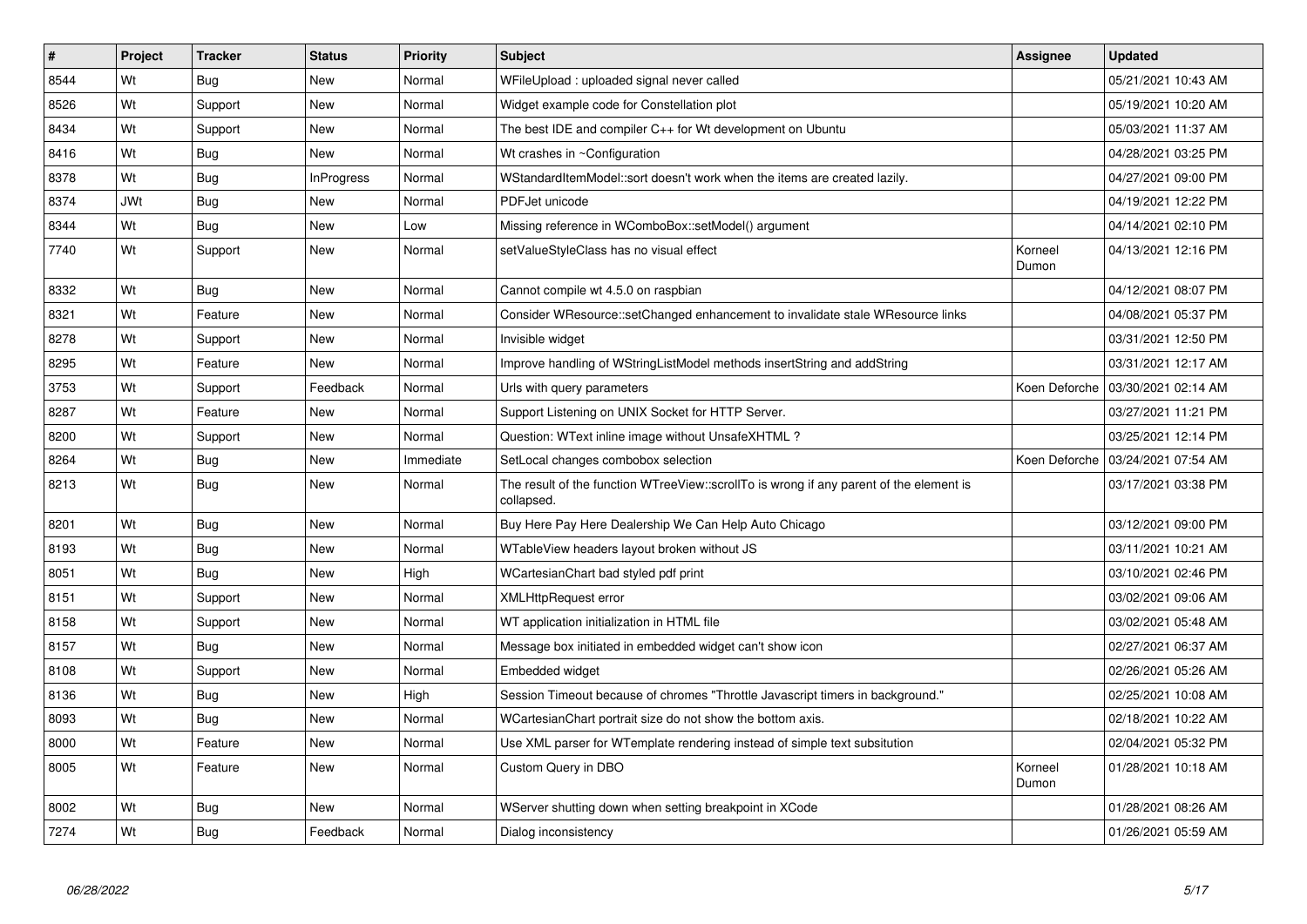| # | Project | Tracker | Status | Priority | Subject | Assignee | Updated |
|---|---|---|---|---|---|---|---|
| 8544 | Wt | Bug | New | Normal | WFileUpload : uploaded signal never called | | 05/21/2021 10:43 AM |
| 8526 | Wt | Support | New | Normal | Widget example code for Constellation plot | | 05/19/2021 10:20 AM |
| 8434 | Wt | Support | New | Normal | The best IDE and compiler C++ for Wt development on Ubuntu | | 05/03/2021 11:37 AM |
| 8416 | Wt | Bug | New | Normal | Wt crashes in ~Configuration | | 04/28/2021 03:25 PM |
| 8378 | Wt | Bug | InProgress | Normal | WStandardItemModel::sort doesn't work when the items are created lazily. | | 04/27/2021 09:00 PM |
| 8374 | JWt | Bug | New | Normal | PDFJet unicode | | 04/19/2021 12:22 PM |
| 8344 | Wt | Bug | New | Low | Missing reference in WComboBox::setModel() argument | | 04/14/2021 02:10 PM |
| 7740 | Wt | Support | New | Normal | setValueStyleClass has no visual effect | Korneel Dumon | 04/13/2021 12:16 PM |
| 8332 | Wt | Bug | New | Normal | Cannot compile wt 4.5.0 on raspbian | | 04/12/2021 08:07 PM |
| 8321 | Wt | Feature | New | Normal | Consider WResource::setChanged enhancement to invalidate stale WResource links | | 04/08/2021 05:37 PM |
| 8278 | Wt | Support | New | Normal | Invisible widget | | 03/31/2021 12:50 PM |
| 8295 | Wt | Feature | New | Normal | Improve handling of WStringListModel methods insertString and addString | | 03/31/2021 12:17 AM |
| 3753 | Wt | Support | Feedback | Normal | Urls with query parameters | Koen Deforche | 03/30/2021 02:14 AM |
| 8287 | Wt | Feature | New | Normal | Support Listening on UNIX Socket for HTTP Server. | | 03/27/2021 11:21 PM |
| 8200 | Wt | Support | New | Normal | Question: WText inline image without UnsafeXHTML ? | | 03/25/2021 12:14 PM |
| 8264 | Wt | Bug | New | Immediate | SetLocal changes combobox selection | Koen Deforche | 03/24/2021 07:54 AM |
| 8213 | Wt | Bug | New | Normal | The result of the function WTreeView::scrollTo is wrong if any parent of the element is collapsed. | | 03/17/2021 03:38 PM |
| 8201 | Wt | Bug | New | Normal | Buy Here Pay Here Dealership We Can Help Auto Chicago | | 03/12/2021 09:00 PM |
| 8193 | Wt | Bug | New | Normal | WTableView headers layout broken without JS | | 03/11/2021 10:21 AM |
| 8051 | Wt | Bug | New | High | WCartesianChart bad styled pdf print | | 03/10/2021 02:46 PM |
| 8151 | Wt | Support | New | Normal | XMLHttpRequest error | | 03/02/2021 09:06 AM |
| 8158 | Wt | Support | New | Normal | WT application initialization in HTML file | | 03/02/2021 05:48 AM |
| 8157 | Wt | Bug | New | Normal | Message box initiated in embedded widget can't show icon | | 02/27/2021 06:37 AM |
| 8108 | Wt | Support | New | Normal | Embedded widget | | 02/26/2021 05:26 AM |
| 8136 | Wt | Bug | New | High | Session Timeout because of chromes "Throttle Javascript timers in background." | | 02/25/2021 10:08 AM |
| 8093 | Wt | Bug | New | Normal | WCartesianChart portrait size do not show the bottom axis. | | 02/18/2021 10:22 AM |
| 8000 | Wt | Feature | New | Normal | Use XML parser for WTemplate rendering instead of simple text subsitution | | 02/04/2021 05:32 PM |
| 8005 | Wt | Feature | New | Normal | Custom Query in DBO | Korneel Dumon | 01/28/2021 10:18 AM |
| 8002 | Wt | Bug | New | Normal | WServer shutting down when setting breakpoint in XCode | | 01/28/2021 08:26 AM |
| 7274 | Wt | Bug | Feedback | Normal | Dialog inconsistency | | 01/26/2021 05:59 AM |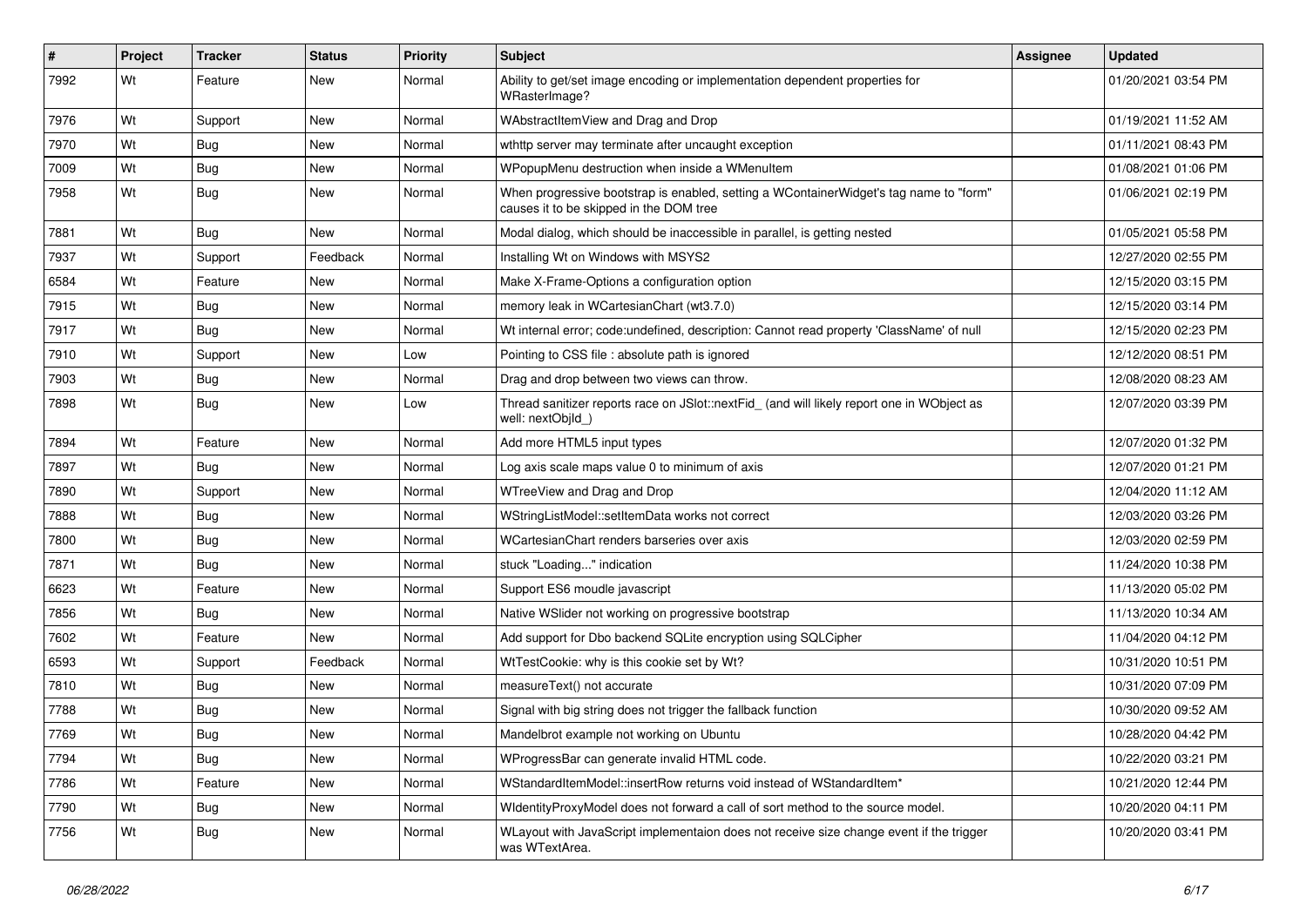| # | Project | Tracker | Status | Priority | Subject | Assignee | Updated |
|---|---|---|---|---|---|---|---|
| 7992 | Wt | Feature | New | Normal | Ability to get/set image encoding or implementation dependent properties for WRasterImage? | | 01/20/2021 03:54 PM |
| 7976 | Wt | Support | New | Normal | WAbstractItemView and Drag and Drop | | 01/19/2021 11:52 AM |
| 7970 | Wt | Bug | New | Normal | wthttp server may terminate after uncaught exception | | 01/11/2021 08:43 PM |
| 7009 | Wt | Bug | New | Normal | WPopupMenu destruction when inside a WMenuItem | | 01/08/2021 01:06 PM |
| 7958 | Wt | Bug | New | Normal | When progressive bootstrap is enabled, setting a WContainerWidget's tag name to "form" causes it to be skipped in the DOM tree | | 01/06/2021 02:19 PM |
| 7881 | Wt | Bug | New | Normal | Modal dialog, which should be inaccessible in parallel, is getting nested | | 01/05/2021 05:58 PM |
| 7937 | Wt | Support | Feedback | Normal | Installing Wt on Windows with MSYS2 | | 12/27/2020 02:55 PM |
| 6584 | Wt | Feature | New | Normal | Make X-Frame-Options a configuration option | | 12/15/2020 03:15 PM |
| 7915 | Wt | Bug | New | Normal | memory leak in WCartesianChart (wt3.7.0) | | 12/15/2020 03:14 PM |
| 7917 | Wt | Bug | New | Normal | Wt internal error; code:undefined, description: Cannot read property 'ClassName' of null | | 12/15/2020 02:23 PM |
| 7910 | Wt | Support | New | Low | Pointing to CSS file : absolute path is ignored | | 12/12/2020 08:51 PM |
| 7903 | Wt | Bug | New | Normal | Drag and drop between two views can throw. | | 12/08/2020 08:23 AM |
| 7898 | Wt | Bug | New | Low | Thread sanitizer reports race on JSlot::nextFid_ (and will likely report one in WObject as well: nextObjId_) | | 12/07/2020 03:39 PM |
| 7894 | Wt | Feature | New | Normal | Add more HTML5 input types | | 12/07/2020 01:32 PM |
| 7897 | Wt | Bug | New | Normal | Log axis scale maps value 0 to minimum of axis | | 12/07/2020 01:21 PM |
| 7890 | Wt | Support | New | Normal | WTreeView and Drag and Drop | | 12/04/2020 11:12 AM |
| 7888 | Wt | Bug | New | Normal | WStringListModel::setItemData works not correct | | 12/03/2020 03:26 PM |
| 7800 | Wt | Bug | New | Normal | WCartesianChart renders barseries over axis | | 12/03/2020 02:59 PM |
| 7871 | Wt | Bug | New | Normal | stuck "Loading..." indication | | 11/24/2020 10:38 PM |
| 6623 | Wt | Feature | New | Normal | Support ES6 moudle javascript | | 11/13/2020 05:02 PM |
| 7856 | Wt | Bug | New | Normal | Native WSlider not working on progressive bootstrap | | 11/13/2020 10:34 AM |
| 7602 | Wt | Feature | New | Normal | Add support for Dbo backend SQLite encryption using SQLCipher | | 11/04/2020 04:12 PM |
| 6593 | Wt | Support | Feedback | Normal | WtTestCookie: why is this cookie set by Wt? | | 10/31/2020 10:51 PM |
| 7810 | Wt | Bug | New | Normal | measureText() not accurate | | 10/31/2020 07:09 PM |
| 7788 | Wt | Bug | New | Normal | Signal with big string does not trigger the fallback function | | 10/30/2020 09:52 AM |
| 7769 | Wt | Bug | New | Normal | Mandelbrot example not working on Ubuntu | | 10/28/2020 04:42 PM |
| 7794 | Wt | Bug | New | Normal | WProgressBar can generate invalid HTML code. | | 10/22/2020 03:21 PM |
| 7786 | Wt | Feature | New | Normal | WStandardItemModel::insertRow returns void instead of WStandardItem* | | 10/21/2020 12:44 PM |
| 7790 | Wt | Bug | New | Normal | WIdentityProxyModel does not forward a call of sort method to the source model. | | 10/20/2020 04:11 PM |
| 7756 | Wt | Bug | New | Normal | WLayout with JavaScript implementaion does not receive size change event if the trigger was WTextArea. | | 10/20/2020 03:41 PM |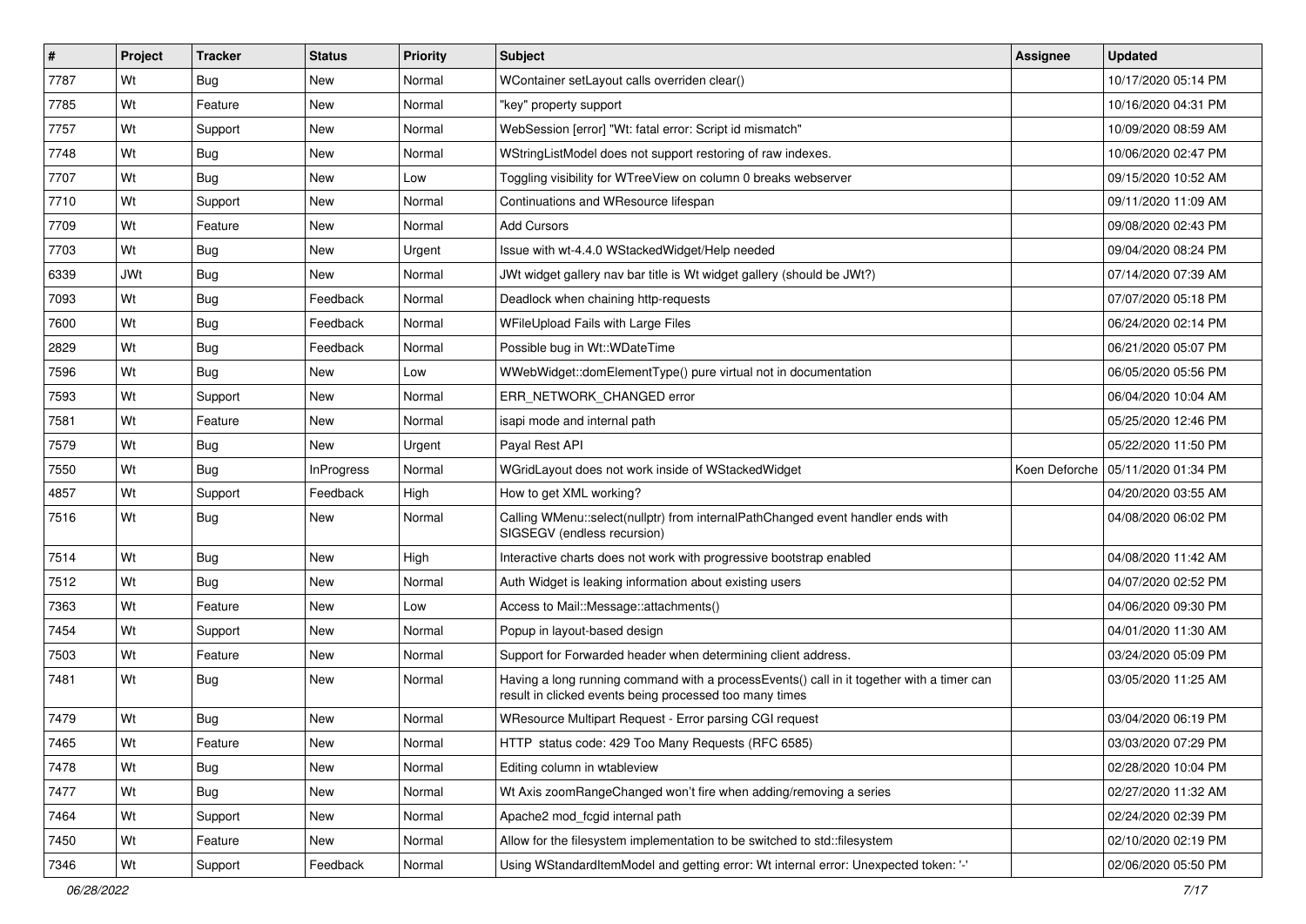| # | Project | Tracker | Status | Priority | Subject | Assignee | Updated |
|---|---|---|---|---|---|---|---|
| 7787 | Wt | Bug | New | Normal | WContainer setLayout calls overriden clear() | | 10/17/2020 05:14 PM |
| 7785 | Wt | Feature | New | Normal | "key" property support | | 10/16/2020 04:31 PM |
| 7757 | Wt | Support | New | Normal | WebSession [error] "Wt: fatal error: Script id mismatch" | | 10/09/2020 08:59 AM |
| 7748 | Wt | Bug | New | Normal | WStringListModel does not support restoring of raw indexes. | | 10/06/2020 02:47 PM |
| 7707 | Wt | Bug | New | Low | Toggling visibility for WTreeView on column 0 breaks webserver | | 09/15/2020 10:52 AM |
| 7710 | Wt | Support | New | Normal | Continuations and WResource lifespan | | 09/11/2020 11:09 AM |
| 7709 | Wt | Feature | New | Normal | Add Cursors | | 09/08/2020 02:43 PM |
| 7703 | Wt | Bug | New | Urgent | Issue with wt-4.4.0 WStackedWidget/Help needed | | 09/04/2020 08:24 PM |
| 6339 | JWt | Bug | New | Normal | JWt widget gallery nav bar title is Wt widget gallery (should be JWt?) | | 07/14/2020 07:39 AM |
| 7093 | Wt | Bug | Feedback | Normal | Deadlock when chaining http-requests | | 07/07/2020 05:18 PM |
| 7600 | Wt | Bug | Feedback | Normal | WFileUpload Fails with Large Files | | 06/24/2020 02:14 PM |
| 2829 | Wt | Bug | Feedback | Normal | Possible bug in Wt::WDateTime | | 06/21/2020 05:07 PM |
| 7596 | Wt | Bug | New | Low | WWebWidget::domElementType() pure virtual not in documentation | | 06/05/2020 05:56 PM |
| 7593 | Wt | Support | New | Normal | ERR_NETWORK_CHANGED error | | 06/04/2020 10:04 AM |
| 7581 | Wt | Feature | New | Normal | isapi mode and internal path | | 05/25/2020 12:46 PM |
| 7579 | Wt | Bug | New | Urgent | Payal Rest API | | 05/22/2020 11:50 PM |
| 7550 | Wt | Bug | InProgress | Normal | WGridLayout does not work inside of WStackedWidget | Koen Deforche | 05/11/2020 01:34 PM |
| 4857 | Wt | Support | Feedback | High | How to get XML working? | | 04/20/2020 03:55 AM |
| 7516 | Wt | Bug | New | Normal | Calling WMenu::select(nullptr) from internalPathChanged event handler ends with SIGSEGV (endless recursion) | | 04/08/2020 06:02 PM |
| 7514 | Wt | Bug | New | High | Interactive charts does not work with progressive bootstrap enabled | | 04/08/2020 11:42 AM |
| 7512 | Wt | Bug | New | Normal | Auth Widget is leaking information about existing users | | 04/07/2020 02:52 PM |
| 7363 | Wt | Feature | New | Low | Access to Mail::Message::attachments() | | 04/06/2020 09:30 PM |
| 7454 | Wt | Support | New | Normal | Popup in layout-based design | | 04/01/2020 11:30 AM |
| 7503 | Wt | Feature | New | Normal | Support for Forwarded header when determining client address. | | 03/24/2020 05:09 PM |
| 7481 | Wt | Bug | New | Normal | Having a long running command with a processEvents() call in it together with a timer can result in clicked events being processed too many times | | 03/05/2020 11:25 AM |
| 7479 | Wt | Bug | New | Normal | WResource Multipart Request - Error parsing CGI request | | 03/04/2020 06:19 PM |
| 7465 | Wt | Feature | New | Normal | HTTP status code: 429 Too Many Requests (RFC 6585) | | 03/03/2020 07:29 PM |
| 7478 | Wt | Bug | New | Normal | Editing column in wtableview | | 02/28/2020 10:04 PM |
| 7477 | Wt | Bug | New | Normal | Wt Axis zoomRangeChanged won't fire when adding/removing a series | | 02/27/2020 11:32 AM |
| 7464 | Wt | Support | New | Normal | Apache2 mod_fcgid internal path | | 02/24/2020 02:39 PM |
| 7450 | Wt | Feature | New | Normal | Allow for the filesystem implementation to be switched to std::filesystem | | 02/10/2020 02:19 PM |
| 7346 | Wt | Support | Feedback | Normal | Using WStandardItemModel and getting error: Wt internal error: Unexpected token: '-' | | 02/06/2020 05:50 PM |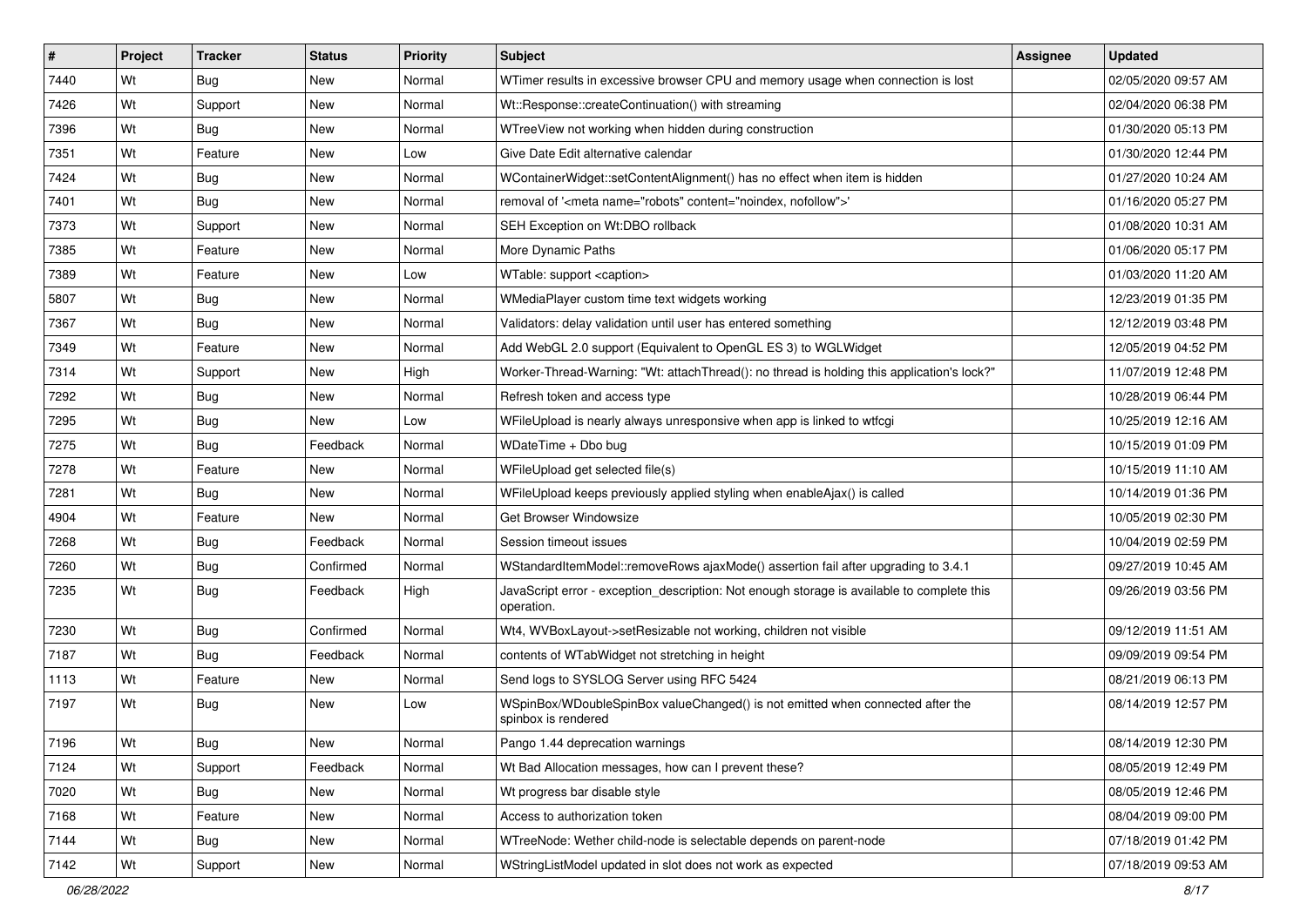| # | Project | Tracker | Status | Priority | Subject | Assignee | Updated |
|---|---|---|---|---|---|---|---|
| 7440 | Wt | Bug | New | Normal | WTimer results in excessive browser CPU and memory usage when connection is lost | | 02/05/2020 09:57 AM |
| 7426 | Wt | Support | New | Normal | Wt::Response::createContinuation() with streaming | | 02/04/2020 06:38 PM |
| 7396 | Wt | Bug | New | Normal | WTreeView not working when hidden during construction | | 01/30/2020 05:13 PM |
| 7351 | Wt | Feature | New | Low | Give Date Edit alternative calendar | | 01/30/2020 12:44 PM |
| 7424 | Wt | Bug | New | Normal | WContainerWidget::setContentAlignment() has no effect when item is hidden | | 01/27/2020 10:24 AM |
| 7401 | Wt | Bug | New | Normal | removal of '<meta name="robots" content="noindex, nofollow">' | | 01/16/2020 05:27 PM |
| 7373 | Wt | Support | New | Normal | SEH Exception on Wt:DBO rollback | | 01/08/2020 10:31 AM |
| 7385 | Wt | Feature | New | Normal | More Dynamic Paths | | 01/06/2020 05:17 PM |
| 7389 | Wt | Feature | New | Low | WTable: support <caption> | | 01/03/2020 11:20 AM |
| 5807 | Wt | Bug | New | Normal | WMediaPlayer custom time text widgets working | | 12/23/2019 01:35 PM |
| 7367 | Wt | Bug | New | Normal | Validators: delay validation until user has entered something | | 12/12/2019 03:48 PM |
| 7349 | Wt | Feature | New | Normal | Add WebGL 2.0 support (Equivalent to OpenGL ES 3) to WGLWidget | | 12/05/2019 04:52 PM |
| 7314 | Wt | Support | New | High | Worker-Thread-Warning: "Wt: attachThread(): no thread is holding this application's lock?" | | 11/07/2019 12:48 PM |
| 7292 | Wt | Bug | New | Normal | Refresh token and access type | | 10/28/2019 06:44 PM |
| 7295 | Wt | Bug | New | Low | WFileUpload is nearly always unresponsive when app is linked to wtfcgi | | 10/25/2019 12:16 AM |
| 7275 | Wt | Bug | Feedback | Normal | WDateTime + Dbo bug | | 10/15/2019 01:09 PM |
| 7278 | Wt | Feature | New | Normal | WFileUpload get selected file(s) | | 10/15/2019 11:10 AM |
| 7281 | Wt | Bug | New | Normal | WFileUpload keeps previously applied styling when enableAjax() is called | | 10/14/2019 01:36 PM |
| 4904 | Wt | Feature | New | Normal | Get Browser Windowsize | | 10/05/2019 02:30 PM |
| 7268 | Wt | Bug | Feedback | Normal | Session timeout issues | | 10/04/2019 02:59 PM |
| 7260 | Wt | Bug | Confirmed | Normal | WStandardItemModel::removeRows ajaxMode() assertion fail after upgrading to 3.4.1 | | 09/27/2019 10:45 AM |
| 7235 | Wt | Bug | Feedback | High | JavaScript error - exception_description: Not enough storage is available to complete this operation. | | 09/26/2019 03:56 PM |
| 7230 | Wt | Bug | Confirmed | Normal | Wt4, WVBoxLayout->setResizable not working, children not visible | | 09/12/2019 11:51 AM |
| 7187 | Wt | Bug | Feedback | Normal | contents of WTabWidget not stretching in height | | 09/09/2019 09:54 PM |
| 1113 | Wt | Feature | New | Normal | Send logs to SYSLOG Server using RFC 5424 | | 08/21/2019 06:13 PM |
| 7197 | Wt | Bug | New | Low | WSpinBox/WDoubleSpinBox valueChanged() is not emitted when connected after the spinbox is rendered | | 08/14/2019 12:57 PM |
| 7196 | Wt | Bug | New | Normal | Pango 1.44 deprecation warnings | | 08/14/2019 12:30 PM |
| 7124 | Wt | Support | Feedback | Normal | Wt Bad Allocation messages, how can I prevent these? | | 08/05/2019 12:49 PM |
| 7020 | Wt | Bug | New | Normal | Wt progress bar disable style | | 08/05/2019 12:46 PM |
| 7168 | Wt | Feature | New | Normal | Access to authorization token | | 08/04/2019 09:00 PM |
| 7144 | Wt | Bug | New | Normal | WTreeNode: Wether child-node is selectable depends on parent-node | | 07/18/2019 01:42 PM |
| 7142 | Wt | Support | New | Normal | WStringListModel updated in slot does not work as expected | | 07/18/2019 09:53 AM |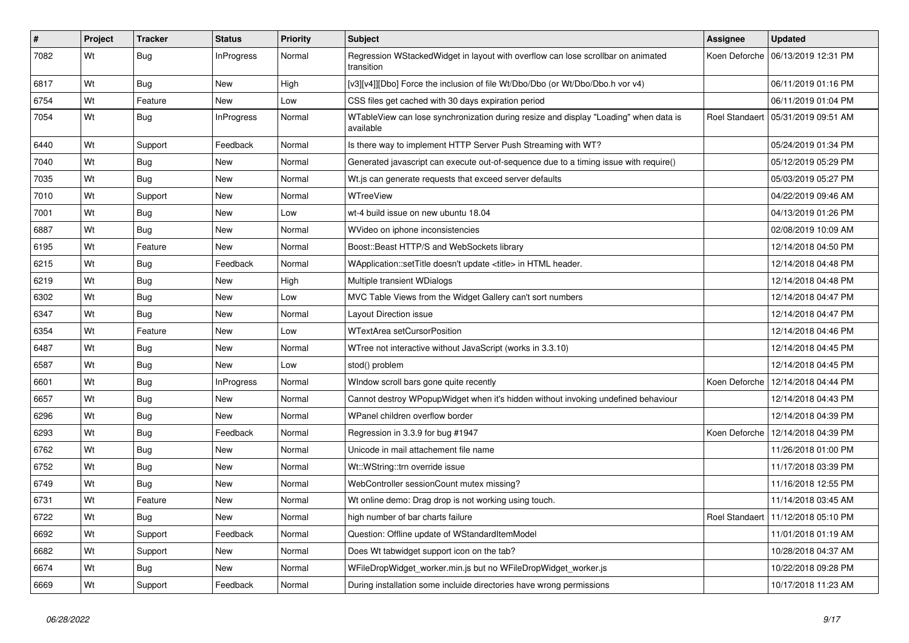| # | Project | Tracker | Status | Priority | Subject | Assignee | Updated |
|---|---|---|---|---|---|---|---|
| 7082 | Wt | Bug | InProgress | Normal | Regression WStackedWidget in layout with overflow can lose scrollbar on animated transition | Koen Deforche | 06/13/2019 12:31 PM |
| 6817 | Wt | Bug | New | High | [v3][v4]][Dbo] Force the inclusion of file Wt/Dbo/Dbo (or Wt/Dbo/Dbo.h vor v4) | | 06/11/2019 01:16 PM |
| 6754 | Wt | Feature | New | Low | CSS files get cached with 30 days expiration period | | 06/11/2019 01:04 PM |
| 7054 | Wt | Bug | InProgress | Normal | WTableView can lose synchronization during resize and display "Loading" when data is available | Roel Standaert | 05/31/2019 09:51 AM |
| 6440 | Wt | Support | Feedback | Normal | Is there way to implement HTTP Server Push Streaming with WT? | | 05/24/2019 01:34 PM |
| 7040 | Wt | Bug | New | Normal | Generated javascript can execute out-of-sequence due to a timing issue with require() | | 05/12/2019 05:29 PM |
| 7035 | Wt | Bug | New | Normal | Wt.js can generate requests that exceed server defaults | | 05/03/2019 05:27 PM |
| 7010 | Wt | Support | New | Normal | WTreeView | | 04/22/2019 09:46 AM |
| 7001 | Wt | Bug | New | Low | wt-4 build issue on new ubuntu 18.04 | | 04/13/2019 01:26 PM |
| 6887 | Wt | Bug | New | Normal | WVideo on iphone inconsistencies | | 02/08/2019 10:09 AM |
| 6195 | Wt | Feature | New | Normal | Boost::Beast HTTP/S and WebSockets library | | 12/14/2018 04:50 PM |
| 6215 | Wt | Bug | Feedback | Normal | WApplication::setTitle doesn't update <title> in HTML header. | | 12/14/2018 04:48 PM |
| 6219 | Wt | Bug | New | High | Multiple transient WDialogs | | 12/14/2018 04:48 PM |
| 6302 | Wt | Bug | New | Low | MVC Table Views from the Widget Gallery can't sort numbers | | 12/14/2018 04:47 PM |
| 6347 | Wt | Bug | New | Normal | Layout Direction issue | | 12/14/2018 04:47 PM |
| 6354 | Wt | Feature | New | Low | WTextArea setCursorPosition | | 12/14/2018 04:46 PM |
| 6487 | Wt | Bug | New | Normal | WTree not interactive without JavaScript (works in 3.3.10) | | 12/14/2018 04:45 PM |
| 6587 | Wt | Bug | New | Low | stod() problem | | 12/14/2018 04:45 PM |
| 6601 | Wt | Bug | InProgress | Normal | WIndow scroll bars gone quite recently | Koen Deforche | 12/14/2018 04:44 PM |
| 6657 | Wt | Bug | New | Normal | Cannot destroy WPopupWidget when it's hidden without invoking undefined behaviour | | 12/14/2018 04:43 PM |
| 6296 | Wt | Bug | New | Normal | WPanel children overflow border | | 12/14/2018 04:39 PM |
| 6293 | Wt | Bug | Feedback | Normal | Regression in 3.3.9 for bug #1947 | Koen Deforche | 12/14/2018 04:39 PM |
| 6762 | Wt | Bug | New | Normal | Unicode in mail attachement file name | | 11/26/2018 01:00 PM |
| 6752 | Wt | Bug | New | Normal | Wt::WString::trn override issue | | 11/17/2018 03:39 PM |
| 6749 | Wt | Bug | New | Normal | WebController sessionCount mutex missing? | | 11/16/2018 12:55 PM |
| 6731 | Wt | Feature | New | Normal | Wt online demo: Drag drop is not working using touch. | | 11/14/2018 03:45 AM |
| 6722 | Wt | Bug | New | Normal | high number of bar charts failure | Roel Standaert | 11/12/2018 05:10 PM |
| 6692 | Wt | Support | Feedback | Normal | Question: Offline update of WStandardItemModel | | 11/01/2018 01:19 AM |
| 6682 | Wt | Support | New | Normal | Does Wt tabwidget support icon on the tab? | | 10/28/2018 04:37 AM |
| 6674 | Wt | Bug | New | Normal | WFileDropWidget_worker.min.js but no WFileDropWidget_worker.js | | 10/22/2018 09:28 PM |
| 6669 | Wt | Support | Feedback | Normal | During installation some incluide directories have wrong permissions | | 10/17/2018 11:23 AM |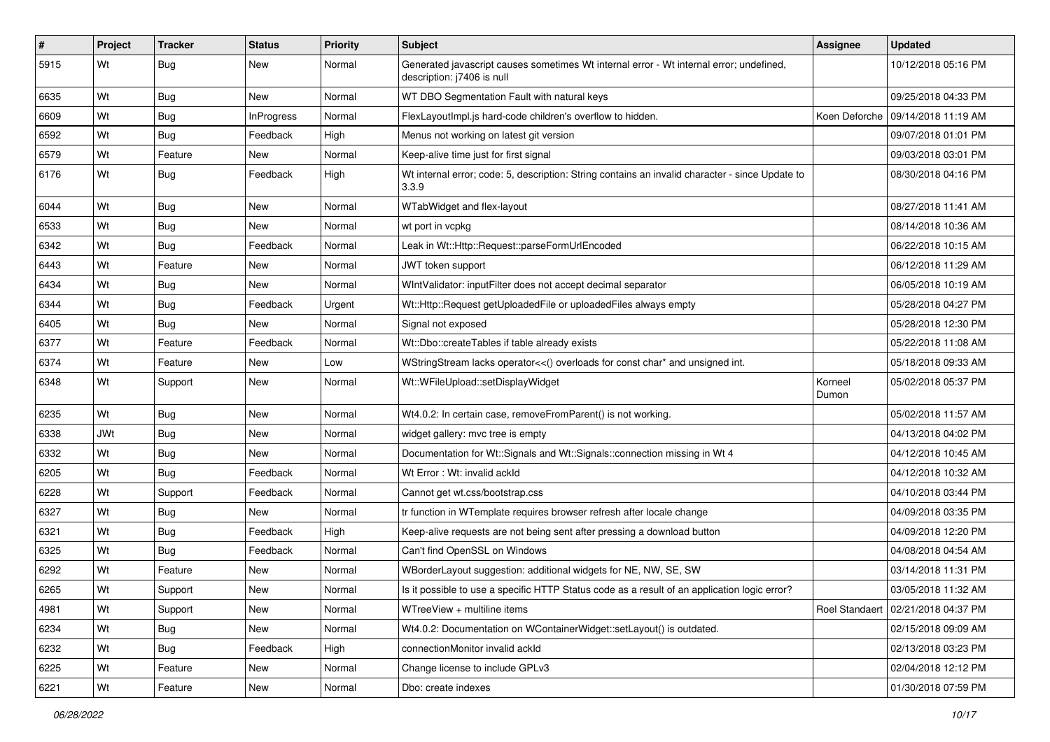| # | Project | Tracker | Status | Priority | Subject | Assignee | Updated |
|---|---|---|---|---|---|---|---|
| 5915 | Wt | Bug | New | Normal | Generated javascript causes sometimes Wt internal error - Wt internal error; undefined, description: j7406 is null | | 10/12/2018 05:16 PM |
| 6635 | Wt | Bug | New | Normal | WT DBO Segmentation Fault with natural keys | | 09/25/2018 04:33 PM |
| 6609 | Wt | Bug | InProgress | Normal | FlexLayoutImpl.js hard-code children's overflow to hidden. | Koen Deforche | 09/14/2018 11:19 AM |
| 6592 | Wt | Bug | Feedback | High | Menus not working on latest git version | | 09/07/2018 01:01 PM |
| 6579 | Wt | Feature | New | Normal | Keep-alive time just for first signal | | 09/03/2018 03:01 PM |
| 6176 | Wt | Bug | Feedback | High | Wt internal error; code: 5, description: String contains an invalid character - since Update to 3.3.9 | | 08/30/2018 04:16 PM |
| 6044 | Wt | Bug | New | Normal | WTabWidget and flex-layout | | 08/27/2018 11:41 AM |
| 6533 | Wt | Bug | New | Normal | wt port in vcpkg | | 08/14/2018 10:36 AM |
| 6342 | Wt | Bug | Feedback | Normal | Leak in Wt::Http::Request::parseFormUrlEncoded | | 06/22/2018 10:15 AM |
| 6443 | Wt | Feature | New | Normal | JWT token support | | 06/12/2018 11:29 AM |
| 6434 | Wt | Bug | New | Normal | WIntValidator: inputFilter does not accept decimal separator | | 06/05/2018 10:19 AM |
| 6344 | Wt | Bug | Feedback | Urgent | Wt::Http::Request getUploadedFile or uploadedFiles always empty | | 05/28/2018 04:27 PM |
| 6405 | Wt | Bug | New | Normal | Signal not exposed | | 05/28/2018 12:30 PM |
| 6377 | Wt | Feature | Feedback | Normal | Wt::Dbo::createTables if table already exists | | 05/22/2018 11:08 AM |
| 6374 | Wt | Feature | New | Low | WStringStream lacks operator<<() overloads for const char* and unsigned int. | | 05/18/2018 09:33 AM |
| 6348 | Wt | Support | New | Normal | Wt::WFileUpload::setDisplayWidget | Korneel Dumon | 05/02/2018 05:37 PM |
| 6235 | Wt | Bug | New | Normal | Wt4.0.2: In certain case, removeFromParent() is not working. | | 05/02/2018 11:57 AM |
| 6338 | JWt | Bug | New | Normal | widget gallery: mvc tree is empty | | 04/13/2018 04:02 PM |
| 6332 | Wt | Bug | New | Normal | Documentation for Wt::Signals and Wt::Signals::connection missing in Wt 4 | | 04/12/2018 10:45 AM |
| 6205 | Wt | Bug | Feedback | Normal | Wt Error : Wt: invalid ackId | | 04/12/2018 10:32 AM |
| 6228 | Wt | Support | Feedback | Normal | Cannot get wt.css/bootstrap.css | | 04/10/2018 03:44 PM |
| 6327 | Wt | Bug | New | Normal | tr function in WTemplate requires browser refresh after locale change | | 04/09/2018 03:35 PM |
| 6321 | Wt | Bug | Feedback | High | Keep-alive requests are not being sent after pressing a download button | | 04/09/2018 12:20 PM |
| 6325 | Wt | Bug | Feedback | Normal | Can't find OpenSSL on Windows | | 04/08/2018 04:54 AM |
| 6292 | Wt | Feature | New | Normal | WBorderLayout suggestion: additional widgets for NE, NW, SE, SW | | 03/14/2018 11:31 PM |
| 6265 | Wt | Support | New | Normal | Is it possible to use a specific HTTP Status code as a result of an application logic error? | | 03/05/2018 11:32 AM |
| 4981 | Wt | Support | New | Normal | WTreeView + multiline items | Roel Standaert | 02/21/2018 04:37 PM |
| 6234 | Wt | Bug | New | Normal | Wt4.0.2: Documentation on WContainerWidget::setLayout() is outdated. | | 02/15/2018 09:09 AM |
| 6232 | Wt | Bug | Feedback | High | connectionMonitor invalid ackId | | 02/13/2018 03:23 PM |
| 6225 | Wt | Feature | New | Normal | Change license to include GPLv3 | | 02/04/2018 12:12 PM |
| 6221 | Wt | Feature | New | Normal | Dbo: create indexes | | 01/30/2018 07:59 PM |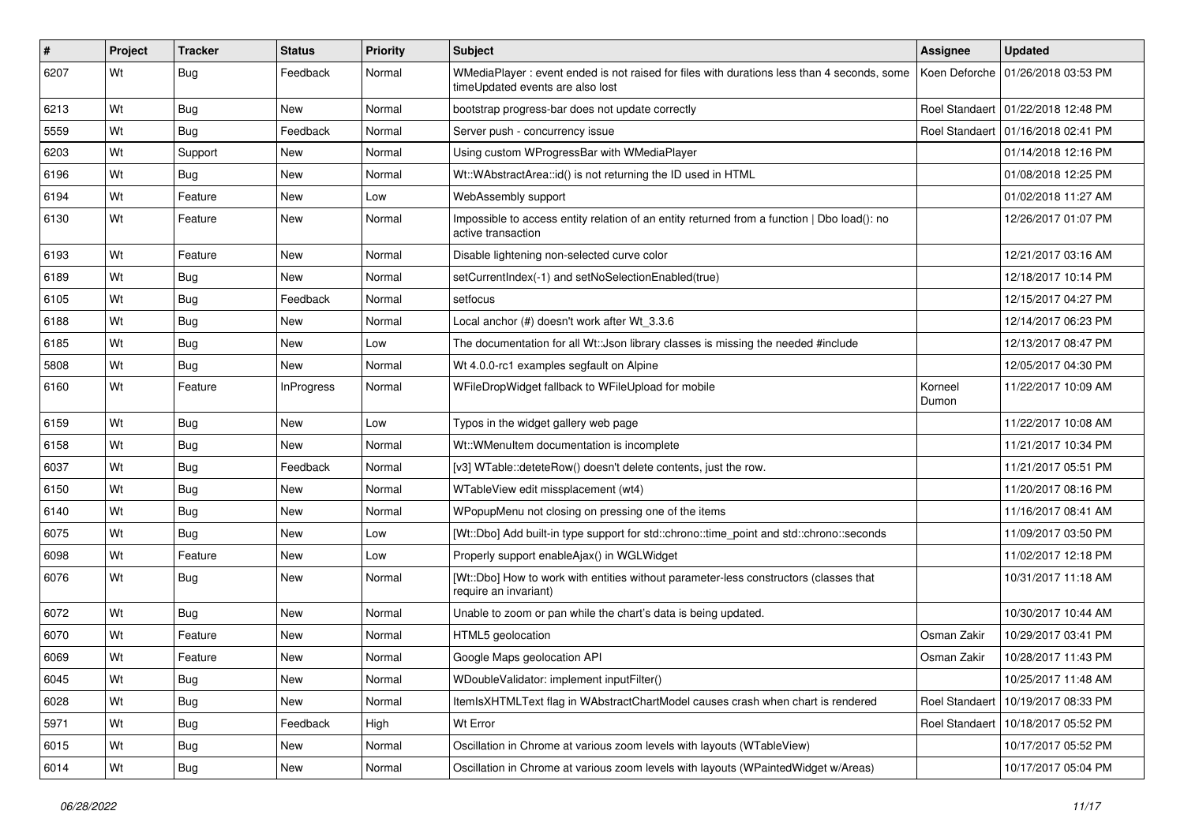| # | Project | Tracker | Status | Priority | Subject | Assignee | Updated |
|---|---|---|---|---|---|---|---|
| 6207 | Wt | Bug | Feedback | Normal | WMediaPlayer : event ended is not raised for files with durations less than 4 seconds, some timeUpdated events are also lost | Koen Deforche | 01/26/2018 03:53 PM |
| 6213 | Wt | Bug | New | Normal | bootstrap progress-bar does not update correctly | Roel Standaert | 01/22/2018 12:48 PM |
| 5559 | Wt | Bug | Feedback | Normal | Server push - concurrency issue | Roel Standaert | 01/16/2018 02:41 PM |
| 6203 | Wt | Support | New | Normal | Using custom WProgressBar with WMediaPlayer | | 01/14/2018 12:16 PM |
| 6196 | Wt | Bug | New | Normal | Wt::WAbstractArea::id() is not returning the ID used in HTML | | 01/08/2018 12:25 PM |
| 6194 | Wt | Feature | New | Low | WebAssembly support | | 01/02/2018 11:27 AM |
| 6130 | Wt | Feature | New | Normal | Impossible to access entity relation of an entity returned from a function \| Dbo load(): no active transaction | | 12/26/2017 01:07 PM |
| 6193 | Wt | Feature | New | Normal | Disable lightening non-selected curve color | | 12/21/2017 03:16 AM |
| 6189 | Wt | Bug | New | Normal | setCurrentIndex(-1) and setNoSelectionEnabled(true) | | 12/18/2017 10:14 PM |
| 6105 | Wt | Bug | Feedback | Normal | setfocus | | 12/15/2017 04:27 PM |
| 6188 | Wt | Bug | New | Normal | Local anchor (#) doesn't work after Wt_3.3.6 | | 12/14/2017 06:23 PM |
| 6185 | Wt | Bug | New | Low | The documentation for all Wt::Json library classes is missing the needed #include | | 12/13/2017 08:47 PM |
| 5808 | Wt | Bug | New | Normal | Wt 4.0.0-rc1 examples segfault on Alpine | | 12/05/2017 04:30 PM |
| 6160 | Wt | Feature | InProgress | Normal | WFileDropWidget fallback to WFileUpload for mobile | Korneel Dumon | 11/22/2017 10:09 AM |
| 6159 | Wt | Bug | New | Low | Typos in the widget gallery web page | | 11/22/2017 10:08 AM |
| 6158 | Wt | Bug | New | Normal | Wt::WMenuItem documentation is incomplete | | 11/21/2017 10:34 PM |
| 6037 | Wt | Bug | Feedback | Normal | [v3] WTable::deteteRow() doesn't delete contents, just the row. | | 11/21/2017 05:51 PM |
| 6150 | Wt | Bug | New | Normal | WTableView edit missplacement (wt4) | | 11/20/2017 08:16 PM |
| 6140 | Wt | Bug | New | Normal | WPopupMenu not closing on pressing one of the items | | 11/16/2017 08:41 AM |
| 6075 | Wt | Bug | New | Low | [Wt::Dbo] Add built-in type support for std::chrono::time_point and std::chrono::seconds | | 11/09/2017 03:50 PM |
| 6098 | Wt | Feature | New | Low | Properly support enableAjax() in WGLWidget | | 11/02/2017 12:18 PM |
| 6076 | Wt | Bug | New | Normal | [Wt::Dbo] How to work with entities without parameter-less constructors (classes that require an invariant) | | 10/31/2017 11:18 AM |
| 6072 | Wt | Bug | New | Normal | Unable to zoom or pan while the chart's data is being updated. | | 10/30/2017 10:44 AM |
| 6070 | Wt | Feature | New | Normal | HTML5 geolocation | Osman Zakir | 10/29/2017 03:41 PM |
| 6069 | Wt | Feature | New | Normal | Google Maps geolocation API | Osman Zakir | 10/28/2017 11:43 PM |
| 6045 | Wt | Bug | New | Normal | WDoubleValidator: implement inputFilter() | | 10/25/2017 11:48 AM |
| 6028 | Wt | Bug | New | Normal | ItemIsXHTMLText flag in WAbstractChartModel causes crash when chart is rendered | Roel Standaert | 10/19/2017 08:33 PM |
| 5971 | Wt | Bug | Feedback | High | Wt Error | Roel Standaert | 10/18/2017 05:52 PM |
| 6015 | Wt | Bug | New | Normal | Oscillation in Chrome at various zoom levels with layouts (WTableView) | | 10/17/2017 05:52 PM |
| 6014 | Wt | Bug | New | Normal | Oscillation in Chrome at various zoom levels with layouts (WPaintedWidget w/Areas) | | 10/17/2017 05:04 PM |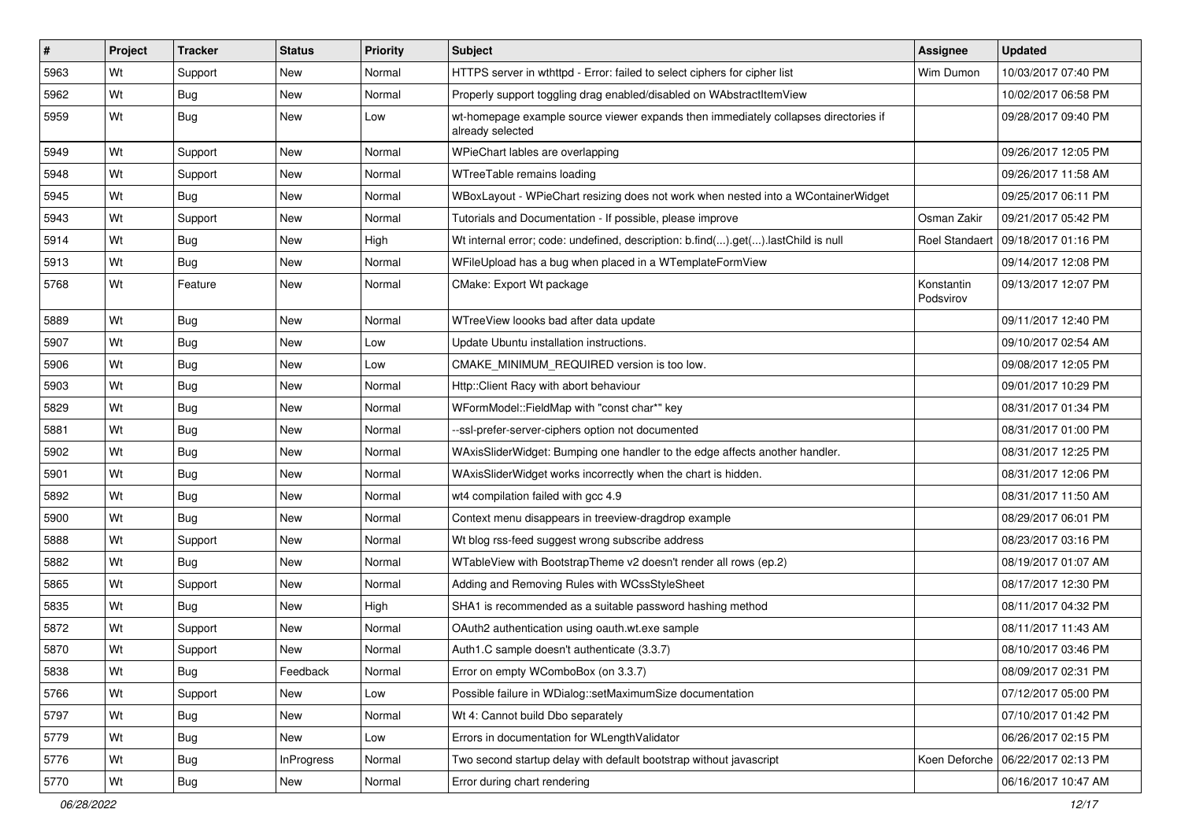| # | Project | Tracker | Status | Priority | Subject | Assignee | Updated |
|---|---|---|---|---|---|---|---|
| 5963 | Wt | Support | New | Normal | HTTPS server in wthttpd - Error: failed to select ciphers for cipher list | Wim Dumon | 10/03/2017 07:40 PM |
| 5962 | Wt | Bug | New | Normal | Properly support toggling drag enabled/disabled on WAbstractItemView | | 10/02/2017 06:58 PM |
| 5959 | Wt | Bug | New | Low | wt-homepage example source viewer expands then immediately collapses directories if already selected | | 09/28/2017 09:40 PM |
| 5949 | Wt | Support | New | Normal | WPieChart lables are overlapping | | 09/26/2017 12:05 PM |
| 5948 | Wt | Support | New | Normal | WTreeTable remains loading | | 09/26/2017 11:58 AM |
| 5945 | Wt | Bug | New | Normal | WBoxLayout - WPieChart resizing does not work when nested into a WContainerWidget | | 09/25/2017 06:11 PM |
| 5943 | Wt | Support | New | Normal | Tutorials and Documentation - If possible, please improve | Osman Zakir | 09/21/2017 05:42 PM |
| 5914 | Wt | Bug | New | High | Wt internal error; code: undefined, description: b.find(...).get(...).lastChild is null | Roel Standaert | 09/18/2017 01:16 PM |
| 5913 | Wt | Bug | New | Normal | WFileUpload has a bug when placed in a WTemplateFormView | | 09/14/2017 12:08 PM |
| 5768 | Wt | Feature | New | Normal | CMake: Export Wt package | Konstantin Podsvirov | 09/13/2017 12:07 PM |
| 5889 | Wt | Bug | New | Normal | WTreeView loooks bad after data update | | 09/11/2017 12:40 PM |
| 5907 | Wt | Bug | New | Low | Update Ubuntu installation instructions. | | 09/10/2017 02:54 AM |
| 5906 | Wt | Bug | New | Low | CMAKE_MINIMUM_REQUIRED version is too low. | | 09/08/2017 12:05 PM |
| 5903 | Wt | Bug | New | Normal | Http::Client Racy with abort behaviour | | 09/01/2017 10:29 PM |
| 5829 | Wt | Bug | New | Normal | WFormModel::FieldMap with "const char*" key | | 08/31/2017 01:34 PM |
| 5881 | Wt | Bug | New | Normal | --ssl-prefer-server-ciphers option not documented | | 08/31/2017 01:00 PM |
| 5902 | Wt | Bug | New | Normal | WAxisSliderWidget: Bumping one handler to the edge affects another handler. | | 08/31/2017 12:25 PM |
| 5901 | Wt | Bug | New | Normal | WAxisSliderWidget works incorrectly when the chart is hidden. | | 08/31/2017 12:06 PM |
| 5892 | Wt | Bug | New | Normal | wt4 compilation failed with gcc 4.9 | | 08/31/2017 11:50 AM |
| 5900 | Wt | Bug | New | Normal | Context menu disappears in treeview-dragdrop example | | 08/29/2017 06:01 PM |
| 5888 | Wt | Support | New | Normal | Wt blog rss-feed suggest wrong subscribe address | | 08/23/2017 03:16 PM |
| 5882 | Wt | Bug | New | Normal | WTableView with BootstrapTheme v2 doesn't render all rows (ep.2) | | 08/19/2017 01:07 AM |
| 5865 | Wt | Support | New | Normal | Adding and Removing Rules with WCssStyleSheet | | 08/17/2017 12:30 PM |
| 5835 | Wt | Bug | New | High | SHA1 is recommended as a suitable password hashing method | | 08/11/2017 04:32 PM |
| 5872 | Wt | Support | New | Normal | OAuth2 authentication using oauth.wt.exe sample | | 08/11/2017 11:43 AM |
| 5870 | Wt | Support | New | Normal | Auth1.C sample doesn't authenticate (3.3.7) | | 08/10/2017 03:46 PM |
| 5838 | Wt | Bug | Feedback | Normal | Error on empty WComboBox (on 3.3.7) | | 08/09/2017 02:31 PM |
| 5766 | Wt | Support | New | Low | Possible failure in WDialog::setMaximumSize documentation | | 07/12/2017 05:00 PM |
| 5797 | Wt | Bug | New | Normal | Wt 4: Cannot build Dbo separately | | 07/10/2017 01:42 PM |
| 5779 | Wt | Bug | New | Low | Errors in documentation for WLengthValidator | | 06/26/2017 02:15 PM |
| 5776 | Wt | Bug | InProgress | Normal | Two second startup delay with default bootstrap without javascript | Koen Deforche | 06/22/2017 02:13 PM |
| 5770 | Wt | Bug | New | Normal | Error during chart rendering | | 06/16/2017 10:47 AM |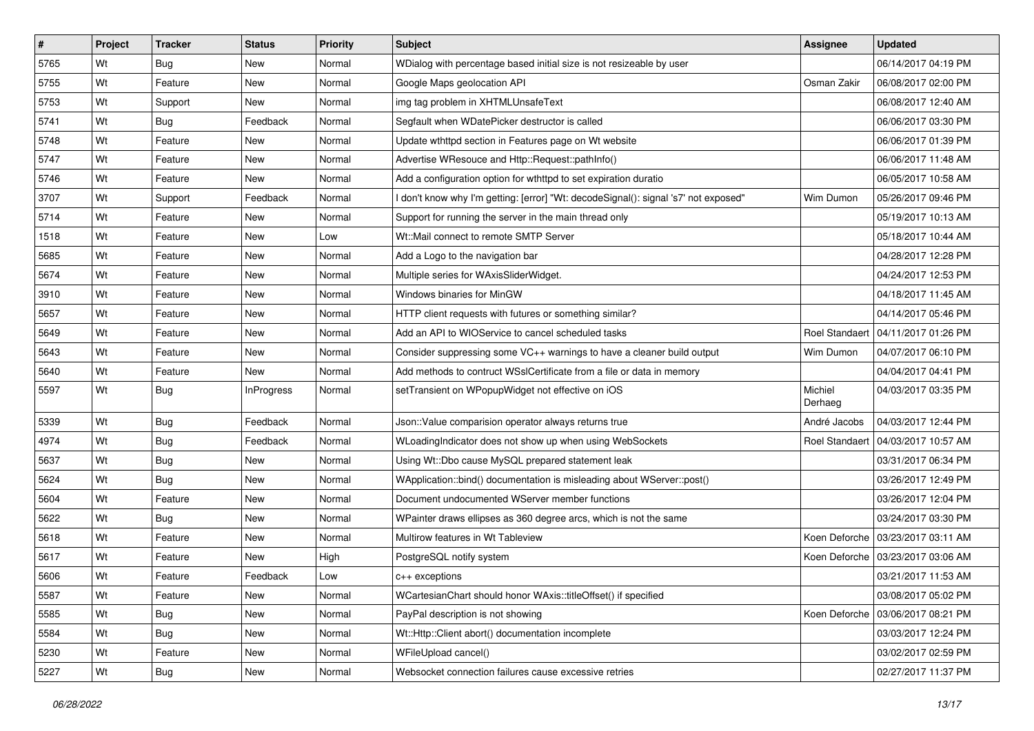| # | Project | Tracker | Status | Priority | Subject | Assignee | Updated |
|---|---|---|---|---|---|---|---|
| 5765 | Wt | Bug | New | Normal | WDialog with percentage based initial size is not resizeable by user | | 06/14/2017 04:19 PM |
| 5755 | Wt | Feature | New | Normal | Google Maps geolocation API | Osman Zakir | 06/08/2017 02:00 PM |
| 5753 | Wt | Support | New | Normal | img tag problem in XHTMLUnsafeText | | 06/08/2017 12:40 AM |
| 5741 | Wt | Bug | Feedback | Normal | Segfault when WDatePicker destructor is called | | 06/06/2017 03:30 PM |
| 5748 | Wt | Feature | New | Normal | Update wthttpd section in Features page on Wt website | | 06/06/2017 01:39 PM |
| 5747 | Wt | Feature | New | Normal | Advertise WResouce and Http::Request::pathInfo() | | 06/06/2017 11:48 AM |
| 5746 | Wt | Feature | New | Normal | Add a configuration option for wthttpd to set expiration duratio | | 06/05/2017 10:58 AM |
| 3707 | Wt | Support | Feedback | Normal | I don't know why I'm getting: [error] "Wt: decodeSignal(): signal 's7' not exposed" | Wim Dumon | 05/26/2017 09:46 PM |
| 5714 | Wt | Feature | New | Normal | Support for running the server in the main thread only | | 05/19/2017 10:13 AM |
| 1518 | Wt | Feature | New | Low | Wt::Mail connect to remote SMTP Server | | 05/18/2017 10:44 AM |
| 5685 | Wt | Feature | New | Normal | Add a Logo to the navigation bar | | 04/28/2017 12:28 PM |
| 5674 | Wt | Feature | New | Normal | Multiple series for WAxisSliderWidget. | | 04/24/2017 12:53 PM |
| 3910 | Wt | Feature | New | Normal | Windows binaries for MinGW | | 04/18/2017 11:45 AM |
| 5657 | Wt | Feature | New | Normal | HTTP client requests with futures or something similar? | | 04/14/2017 05:46 PM |
| 5649 | Wt | Feature | New | Normal | Add an API to WIOService to cancel scheduled tasks | Roel Standaert | 04/11/2017 01:26 PM |
| 5643 | Wt | Feature | New | Normal | Consider suppressing some VC++ warnings to have a cleaner build output | Wim Dumon | 04/07/2017 06:10 PM |
| 5640 | Wt | Feature | New | Normal | Add methods to contruct WSslCertificate from a file or data in memory | | 04/04/2017 04:41 PM |
| 5597 | Wt | Bug | InProgress | Normal | setTransient on WPopupWidget not effective on iOS | Michiel Derhaeg | 04/03/2017 03:35 PM |
| 5339 | Wt | Bug | Feedback | Normal | Json::Value comparision operator always returns true | André Jacobs | 04/03/2017 12:44 PM |
| 4974 | Wt | Bug | Feedback | Normal | WLoadingIndicator does not show up when using WebSockets | Roel Standaert | 04/03/2017 10:57 AM |
| 5637 | Wt | Bug | New | Normal | Using Wt::Dbo cause MySQL prepared statement leak | | 03/31/2017 06:34 PM |
| 5624 | Wt | Bug | New | Normal | WApplication::bind() documentation is misleading about WServer::post() | | 03/26/2017 12:49 PM |
| 5604 | Wt | Feature | New | Normal | Document undocumented WServer member functions | | 03/26/2017 12:04 PM |
| 5622 | Wt | Bug | New | Normal | WPainter draws ellipses as 360 degree arcs, which is not the same | | 03/24/2017 03:30 PM |
| 5618 | Wt | Feature | New | Normal | Multirow features in Wt Tableview | Koen Deforche | 03/23/2017 03:11 AM |
| 5617 | Wt | Feature | New | High | PostgreSQL notify system | Koen Deforche | 03/23/2017 03:06 AM |
| 5606 | Wt | Feature | Feedback | Low | c++ exceptions | | 03/21/2017 11:53 AM |
| 5587 | Wt | Feature | New | Normal | WCartesianChart should honor WAxis::titleOffset() if specified | | 03/08/2017 05:02 PM |
| 5585 | Wt | Bug | New | Normal | PayPal description is not showing | Koen Deforche | 03/06/2017 08:21 PM |
| 5584 | Wt | Bug | New | Normal | Wt::Http::Client abort() documentation incomplete | | 03/03/2017 12:24 PM |
| 5230 | Wt | Feature | New | Normal | WFileUpload cancel() | | 03/02/2017 02:59 PM |
| 5227 | Wt | Bug | New | Normal | Websocket connection failures cause excessive retries | | 02/27/2017 11:37 PM |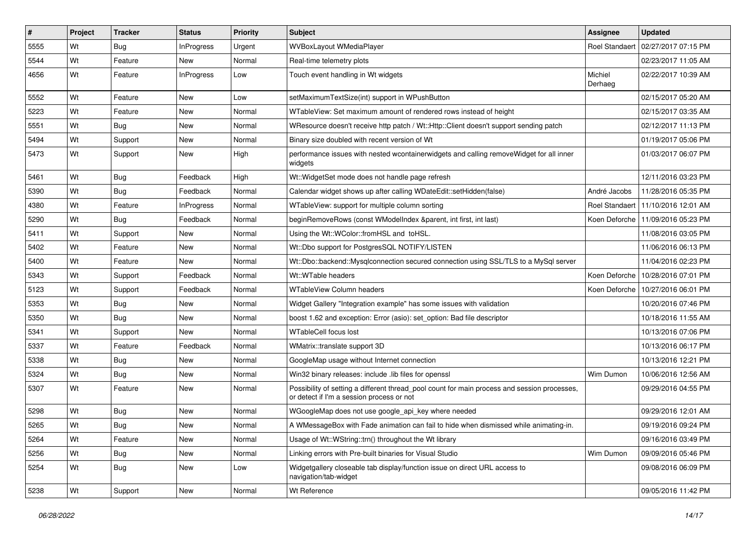| # | Project | Tracker | Status | Priority | Subject | Assignee | Updated |
|---|---|---|---|---|---|---|---|
| 5555 | Wt | Bug | InProgress | Urgent | WVBoxLayout WMediaPlayer | Roel Standaert | 02/27/2017 07:15 PM |
| 5544 | Wt | Feature | New | Normal | Real-time telemetry plots | | 02/23/2017 11:05 AM |
| 4656 | Wt | Feature | InProgress | Low | Touch event handling in Wt widgets | Michiel Derhaeg | 02/22/2017 10:39 AM |
| 5552 | Wt | Feature | New | Low | setMaximumTextSize(int) support in WPushButton | | 02/15/2017 05:20 AM |
| 5223 | Wt | Feature | New | Normal | WTableView: Set maximum amount of rendered rows instead of height | | 02/15/2017 03:35 AM |
| 5551 | Wt | Bug | New | Normal | WResource doesn't receive http patch / Wt::Http::Client doesn't support sending patch | | 02/12/2017 11:13 PM |
| 5494 | Wt | Support | New | Normal | Binary size doubled with recent version of Wt | | 01/19/2017 05:06 PM |
| 5473 | Wt | Support | New | High | performance issues with nested wcontainerwidgets and calling removeWidget for all inner widgets | | 01/03/2017 06:07 PM |
| 5461 | Wt | Bug | Feedback | High | Wt::WidgetSet mode does not handle page refresh | | 12/11/2016 03:23 PM |
| 5390 | Wt | Bug | Feedback | Normal | Calendar widget shows up after calling WDateEdit::setHidden(false) | André Jacobs | 11/28/2016 05:35 PM |
| 4380 | Wt | Feature | InProgress | Normal | WTableView: support for multiple column sorting | Roel Standaert | 11/10/2016 12:01 AM |
| 5290 | Wt | Bug | Feedback | Normal | beginRemoveRows (const WModelIndex &parent, int first, int last) | Koen Deforche | 11/09/2016 05:23 PM |
| 5411 | Wt | Support | New | Normal | Using the Wt::WColor::fromHSL and toHSL. | | 11/08/2016 03:05 PM |
| 5402 | Wt | Feature | New | Normal | Wt::Dbo support for PostgresSQL NOTIFY/LISTEN | | 11/06/2016 06:13 PM |
| 5400 | Wt | Feature | New | Normal | Wt::Dbo::backend::Mysqlconnection secured connection using SSL/TLS to a MySql server | | 11/04/2016 02:23 PM |
| 5343 | Wt | Support | Feedback | Normal | Wt::WTable headers | Koen Deforche | 10/28/2016 07:01 PM |
| 5123 | Wt | Support | Feedback | Normal | WTableView Column headers | Koen Deforche | 10/27/2016 06:01 PM |
| 5353 | Wt | Bug | New | Normal | Widget Gallery "Integration example" has some issues with validation | | 10/20/2016 07:46 PM |
| 5350 | Wt | Bug | New | Normal | boost 1.62 and exception: Error (asio): set_option: Bad file descriptor | | 10/18/2016 11:55 AM |
| 5341 | Wt | Support | New | Normal | WTableCell focus lost | | 10/13/2016 07:06 PM |
| 5337 | Wt | Feature | Feedback | Normal | WMatrix::translate support 3D | | 10/13/2016 06:17 PM |
| 5338 | Wt | Bug | New | Normal | GoogleMap usage without Internet connection | | 10/13/2016 12:21 PM |
| 5324 | Wt | Bug | New | Normal | Win32 binary releases: include .lib files for openssl | Wim Dumon | 10/06/2016 12:56 AM |
| 5307 | Wt | Feature | New | Normal | Possibility of setting a different thread_pool count for main process and session processes, or detect if I'm a session process or not | | 09/29/2016 04:55 PM |
| 5298 | Wt | Bug | New | Normal | WGoogleMap does not use google_api_key where needed | | 09/29/2016 12:01 AM |
| 5265 | Wt | Bug | New | Normal | A WMessageBox with Fade animation can fail to hide when dismissed while animating-in. | | 09/19/2016 09:24 PM |
| 5264 | Wt | Feature | New | Normal | Usage of Wt::WString::trn() throughout the Wt library | | 09/16/2016 03:49 PM |
| 5256 | Wt | Bug | New | Normal | Linking errors with Pre-built binaries for Visual Studio | Wim Dumon | 09/09/2016 05:46 PM |
| 5254 | Wt | Bug | New | Low | Widgetgallery closeable tab display/function issue on direct URL access to navigation/tab-widget | | 09/08/2016 06:09 PM |
| 5238 | Wt | Support | New | Normal | Wt Reference | | 09/05/2016 11:42 PM |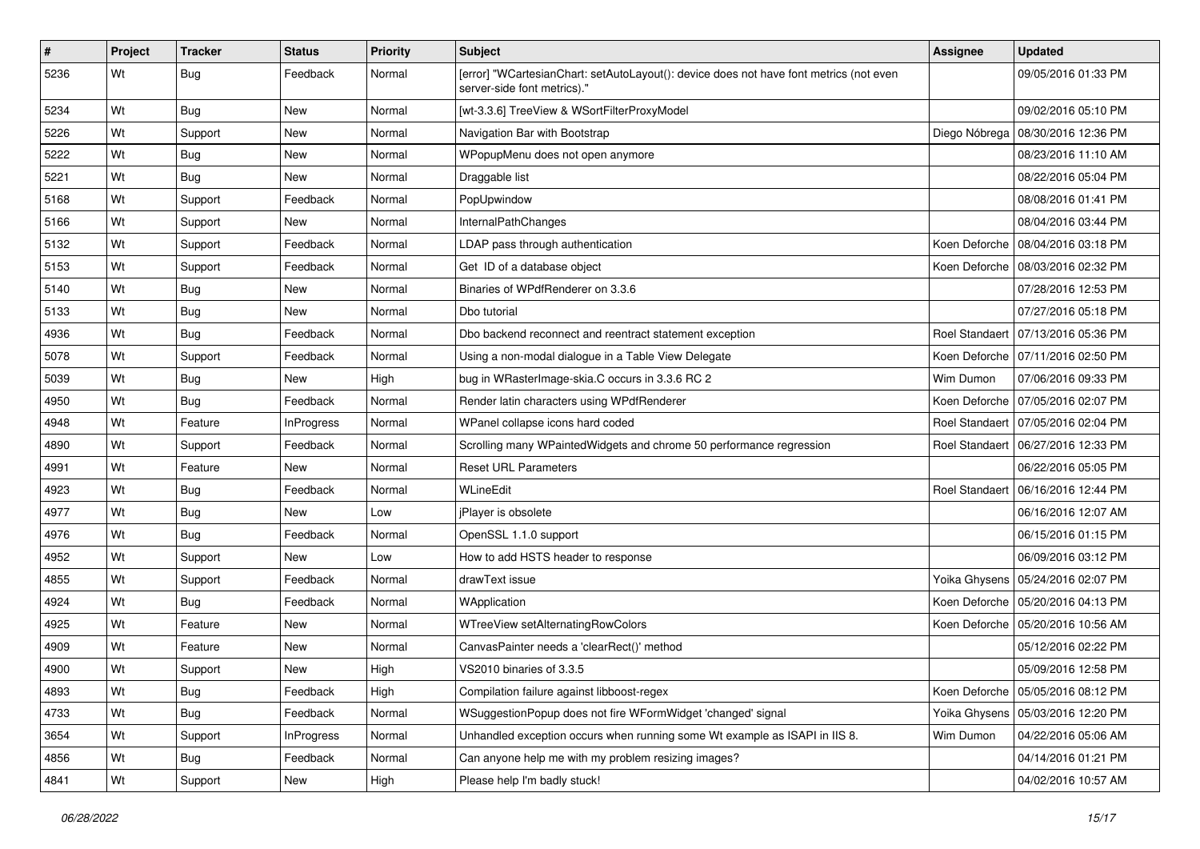| # | Project | Tracker | Status | Priority | Subject | Assignee | Updated |
|---|---|---|---|---|---|---|---|
| 5236 | Wt | Bug | Feedback | Normal | [error] "WCartesianChart: setAutoLayout(): device does not have font metrics (not even server-side font metrics)." | | 09/05/2016 01:33 PM |
| 5234 | Wt | Bug | New | Normal | [wt-3.3.6] TreeView & WSortFilterProxyModel | | 09/02/2016 05:10 PM |
| 5226 | Wt | Support | New | Normal | Navigation Bar with Bootstrap | Diego Nóbrega | 08/30/2016 12:36 PM |
| 5222 | Wt | Bug | New | Normal | WPopupMenu does not open anymore | | 08/23/2016 11:10 AM |
| 5221 | Wt | Bug | New | Normal | Draggable list | | 08/22/2016 05:04 PM |
| 5168 | Wt | Support | Feedback | Normal | PopUpwindow | | 08/08/2016 01:41 PM |
| 5166 | Wt | Support | New | Normal | InternalPathChanges | | 08/04/2016 03:44 PM |
| 5132 | Wt | Support | Feedback | Normal | LDAP pass through authentication | Koen Deforche | 08/04/2016 03:18 PM |
| 5153 | Wt | Support | Feedback | Normal | Get ID of a database object | Koen Deforche | 08/03/2016 02:32 PM |
| 5140 | Wt | Bug | New | Normal | Binaries of WPdfRenderer on 3.3.6 | | 07/28/2016 12:53 PM |
| 5133 | Wt | Bug | New | Normal | Dbo tutorial | | 07/27/2016 05:18 PM |
| 4936 | Wt | Bug | Feedback | Normal | Dbo backend reconnect and reentract statement exception | Roel Standaert | 07/13/2016 05:36 PM |
| 5078 | Wt | Support | Feedback | Normal | Using a non-modal dialogue in a Table View Delegate | Koen Deforche | 07/11/2016 02:50 PM |
| 5039 | Wt | Bug | New | High | bug in WRasterImage-skia.C occurs in 3.3.6 RC 2 | Wim Dumon | 07/06/2016 09:33 PM |
| 4950 | Wt | Bug | Feedback | Normal | Render latin characters using WPdfRenderer | Koen Deforche | 07/05/2016 02:07 PM |
| 4948 | Wt | Feature | InProgress | Normal | WPanel collapse icons hard coded | Roel Standaert | 07/05/2016 02:04 PM |
| 4890 | Wt | Support | Feedback | Normal | Scrolling many WPaintedWidgets and chrome 50 performance regression | Roel Standaert | 06/27/2016 12:33 PM |
| 4991 | Wt | Feature | New | Normal | Reset URL Parameters | | 06/22/2016 05:05 PM |
| 4923 | Wt | Bug | Feedback | Normal | WLineEdit | Roel Standaert | 06/16/2016 12:44 PM |
| 4977 | Wt | Bug | New | Low | jPlayer is obsolete | | 06/16/2016 12:07 AM |
| 4976 | Wt | Bug | Feedback | Normal | OpenSSL 1.1.0 support | | 06/15/2016 01:15 PM |
| 4952 | Wt | Support | New | Low | How to add HSTS header to response | | 06/09/2016 03:12 PM |
| 4855 | Wt | Support | Feedback | Normal | drawText issue | Yoika Ghysens | 05/24/2016 02:07 PM |
| 4924 | Wt | Bug | Feedback | Normal | WApplication | Koen Deforche | 05/20/2016 04:13 PM |
| 4925 | Wt | Feature | New | Normal | WTreeView setAlternatingRowColors | Koen Deforche | 05/20/2016 10:56 AM |
| 4909 | Wt | Feature | New | Normal | CanvasPainter needs a 'clearRect()' method | | 05/12/2016 02:22 PM |
| 4900 | Wt | Support | New | High | VS2010 binaries of 3.3.5 | | 05/09/2016 12:58 PM |
| 4893 | Wt | Bug | Feedback | High | Compilation failure against libboost-regex | Koen Deforche | 05/05/2016 08:12 PM |
| 4733 | Wt | Bug | Feedback | Normal | WSuggestionPopup does not fire WFormWidget 'changed' signal | Yoika Ghysens | 05/03/2016 12:20 PM |
| 3654 | Wt | Support | InProgress | Normal | Unhandled exception occurs when running some Wt example as ISAPI in IIS 8. | Wim Dumon | 04/22/2016 05:06 AM |
| 4856 | Wt | Bug | Feedback | Normal | Can anyone help me with my problem resizing images? | | 04/14/2016 01:21 PM |
| 4841 | Wt | Support | New | High | Please help I'm badly stuck! | | 04/02/2016 10:57 AM |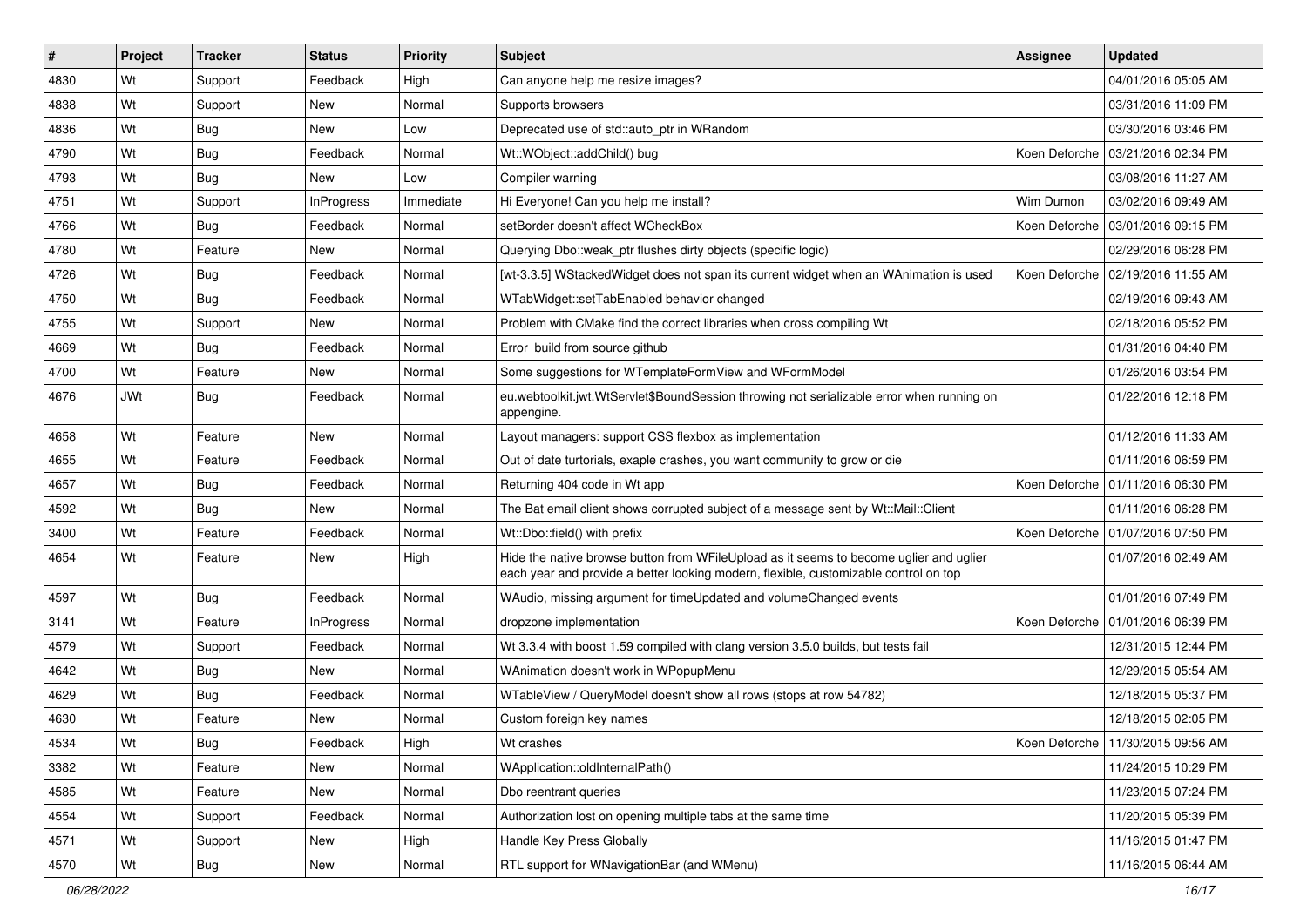| # | Project | Tracker | Status | Priority | Subject | Assignee | Updated |
|---|---|---|---|---|---|---|---|
| 4830 | Wt | Support | Feedback | High | Can anyone help me resize images? | | 04/01/2016 05:05 AM |
| 4838 | Wt | Support | New | Normal | Supports browsers | | 03/31/2016 11:09 PM |
| 4836 | Wt | Bug | New | Low | Deprecated use of std::auto_ptr in WRandom | | 03/30/2016 03:46 PM |
| 4790 | Wt | Bug | Feedback | Normal | Wt::WObject::addChild() bug | Koen Deforche | 03/21/2016 02:34 PM |
| 4793 | Wt | Bug | New | Low | Compiler warning | | 03/08/2016 11:27 AM |
| 4751 | Wt | Support | InProgress | Immediate | Hi Everyone! Can you help me install? | Wim Dumon | 03/02/2016 09:49 AM |
| 4766 | Wt | Bug | Feedback | Normal | setBorder doesn't affect WCheckBox | Koen Deforche | 03/01/2016 09:15 PM |
| 4780 | Wt | Feature | New | Normal | Querying Dbo::weak_ptr flushes dirty objects (specific logic) | | 02/29/2016 06:28 PM |
| 4726 | Wt | Bug | Feedback | Normal | [wt-3.3.5] WStackedWidget does not span its current widget when an WAnimation is used | Koen Deforche | 02/19/2016 11:55 AM |
| 4750 | Wt | Bug | Feedback | Normal | WTabWidget::setTabEnabled behavior changed | | 02/19/2016 09:43 AM |
| 4755 | Wt | Support | New | Normal | Problem with CMake find the correct libraries when cross compiling Wt | | 02/18/2016 05:52 PM |
| 4669 | Wt | Bug | Feedback | Normal | Error build from source github | | 01/31/2016 04:40 PM |
| 4700 | Wt | Feature | New | Normal | Some suggestions for WTemplateFormView and WFormModel | | 01/26/2016 03:54 PM |
| 4676 | JWt | Bug | Feedback | Normal | eu.webtoolkit.jwt.WtServlet$BoundSession throwing not serializable error when running on appengine. | | 01/22/2016 12:18 PM |
| 4658 | Wt | Feature | New | Normal | Layout managers: support CSS flexbox as implementation | | 01/12/2016 11:33 AM |
| 4655 | Wt | Feature | Feedback | Normal | Out of date turtorials, exaple crashes, you want community to grow or die | | 01/11/2016 06:59 PM |
| 4657 | Wt | Bug | Feedback | Normal | Returning 404 code in Wt app | Koen Deforche | 01/11/2016 06:30 PM |
| 4592 | Wt | Bug | New | Normal | The Bat email client shows corrupted subject of a message sent by Wt::Mail::Client | | 01/11/2016 06:28 PM |
| 3400 | Wt | Feature | Feedback | Normal | Wt::Dbo::field() with prefix | Koen Deforche | 01/07/2016 07:50 PM |
| 4654 | Wt | Feature | New | High | Hide the native browse button from WFileUpload as it seems to become uglier and uglier each year and provide a better looking modern, flexible, customizable control on top | | 01/07/2016 02:49 AM |
| 4597 | Wt | Bug | Feedback | Normal | WAudio, missing argument for timeUpdated and volumeChanged events | | 01/01/2016 07:49 PM |
| 3141 | Wt | Feature | InProgress | Normal | dropzone implementation | Koen Deforche | 01/01/2016 06:39 PM |
| 4579 | Wt | Support | Feedback | Normal | Wt 3.3.4 with boost 1.59 compiled with clang version 3.5.0 builds, but tests fail | | 12/31/2015 12:44 PM |
| 4642 | Wt | Bug | New | Normal | WAnimation doesn't work in WPopupMenu | | 12/29/2015 05:54 AM |
| 4629 | Wt | Bug | Feedback | Normal | WTableView / QueryModel doesn't show all rows (stops at row 54782) | | 12/18/2015 05:37 PM |
| 4630 | Wt | Feature | New | Normal | Custom foreign key names | | 12/18/2015 02:05 PM |
| 4534 | Wt | Bug | Feedback | High | Wt crashes | Koen Deforche | 11/30/2015 09:56 AM |
| 3382 | Wt | Feature | New | Normal | WApplication::oldInternalPath() | | 11/24/2015 10:29 PM |
| 4585 | Wt | Feature | New | Normal | Dbo reentrant queries | | 11/23/2015 07:24 PM |
| 4554 | Wt | Support | Feedback | Normal | Authorization lost on opening multiple tabs at the same time | | 11/20/2015 05:39 PM |
| 4571 | Wt | Support | New | High | Handle Key Press Globally | | 11/16/2015 01:47 PM |
| 4570 | Wt | Bug | New | Normal | RTL support for WNavigationBar (and WMenu) | | 11/16/2015 06:44 AM |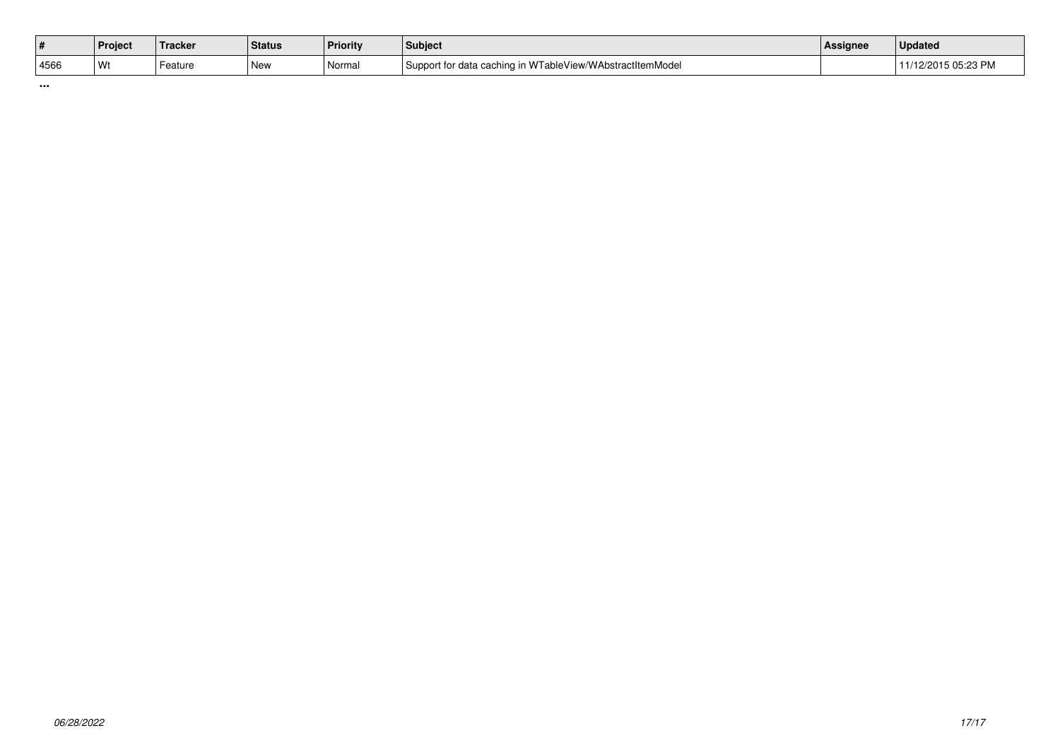| # | Project | Tracker | Status | Priority | Subject | Assignee | Updated |
|---|---|---|---|---|---|---|---|
| 4566 | Wt | Feature | New | Normal | Support for data caching in WTableView/WAbstractItemModel | | 11/12/2015 05:23 PM |

**...**